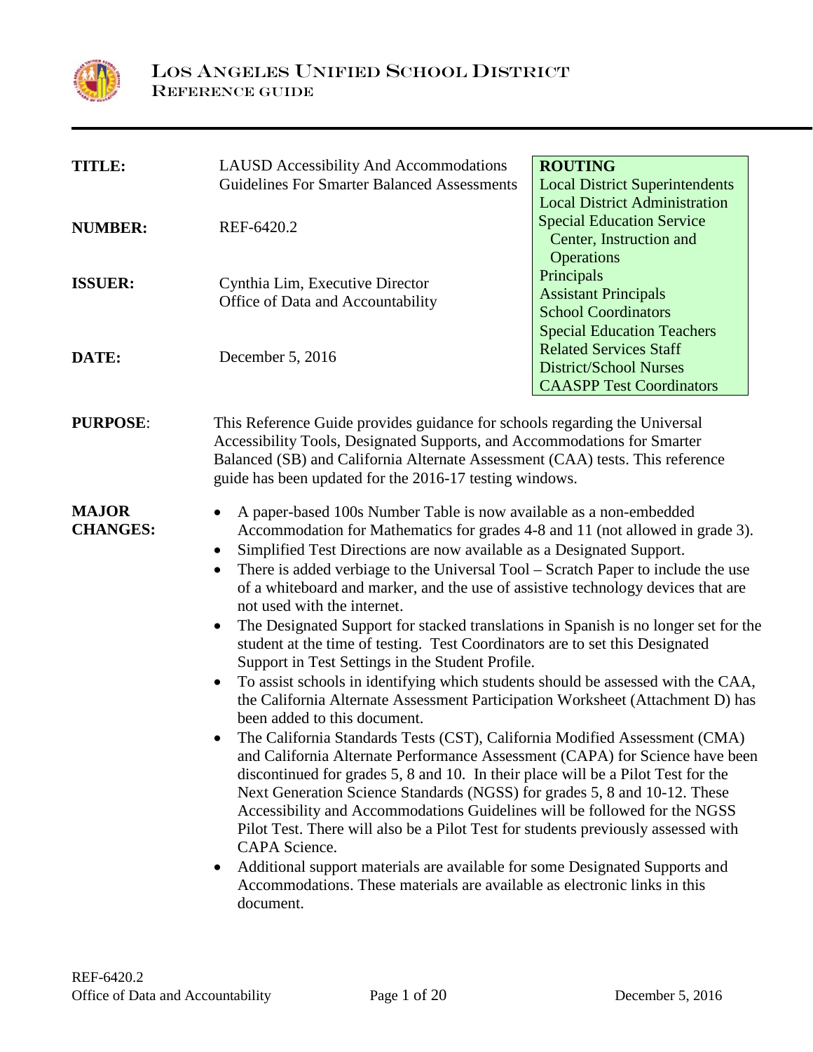# Los Angeles Unified School District

## Reference Guide

| | | |
|---|---|---|
| **TITLE:** | LAUSD Accessibility And Accommodations Guidelines For Smarter Balanced Assessments | **ROUTING** |
| **NUMBER:** | REF-6420.2 | Local District Superintendents<br>Local District Administration<br>Special Education Service Center, Instruction and Operations |
| **ISSUER:** | Cynthia Lim, Executive Director<br>Office of Data and Accountability | Principals<br>Assistant Principals<br>School Coordinators<br>Special Education Teachers |
| **DATE:** | December 5, 2016 | Related Services Staff<br>District/School Nurses<br>CAASPP Test Coordinators |

**PURPOSE**: This Reference Guide provides guidance for schools regarding the Universal Accessibility Tools, Designated Supports, and Accommodations for Smarter Balanced (SB) and California Alternate Assessment (CAA) tests. This reference guide has been updated for the 2016-17 testing windows.

**MAJOR CHANGES:**

- A paper-based 100s Number Table is now available as a non-embedded Accommodation for Mathematics for grades 4-8 and 11 (not allowed in grade 3).
- Simplified Test Directions are now available as a Designated Support.
- There is added verbiage to the Universal Tool – Scratch Paper to include the use of a whiteboard and marker, and the use of assistive technology devices that are not used with the internet.
- The Designated Support for stacked translations in Spanish is no longer set for the student at the time of testing. Test Coordinators are to set this Designated Support in Test Settings in the Student Profile.
- To assist schools in identifying which students should be assessed with the CAA, the California Alternate Assessment Participation Worksheet (Attachment D) has been added to this document.
- The California Standards Tests (CST), California Modified Assessment (CMA) and California Alternate Performance Assessment (CAPA) for Science have been discontinued for grades 5, 8 and 10. In their place will be a Pilot Test for the Next Generation Science Standards (NGSS) for grades 5, 8 and 10-12. These Accessibility and Accommodations Guidelines will be followed for the NGSS Pilot Test. There will also be a Pilot Test for students previously assessed with CAPA Science.
- Additional support materials are available for some Designated Supports and Accommodations. These materials are available as electronic links in this document.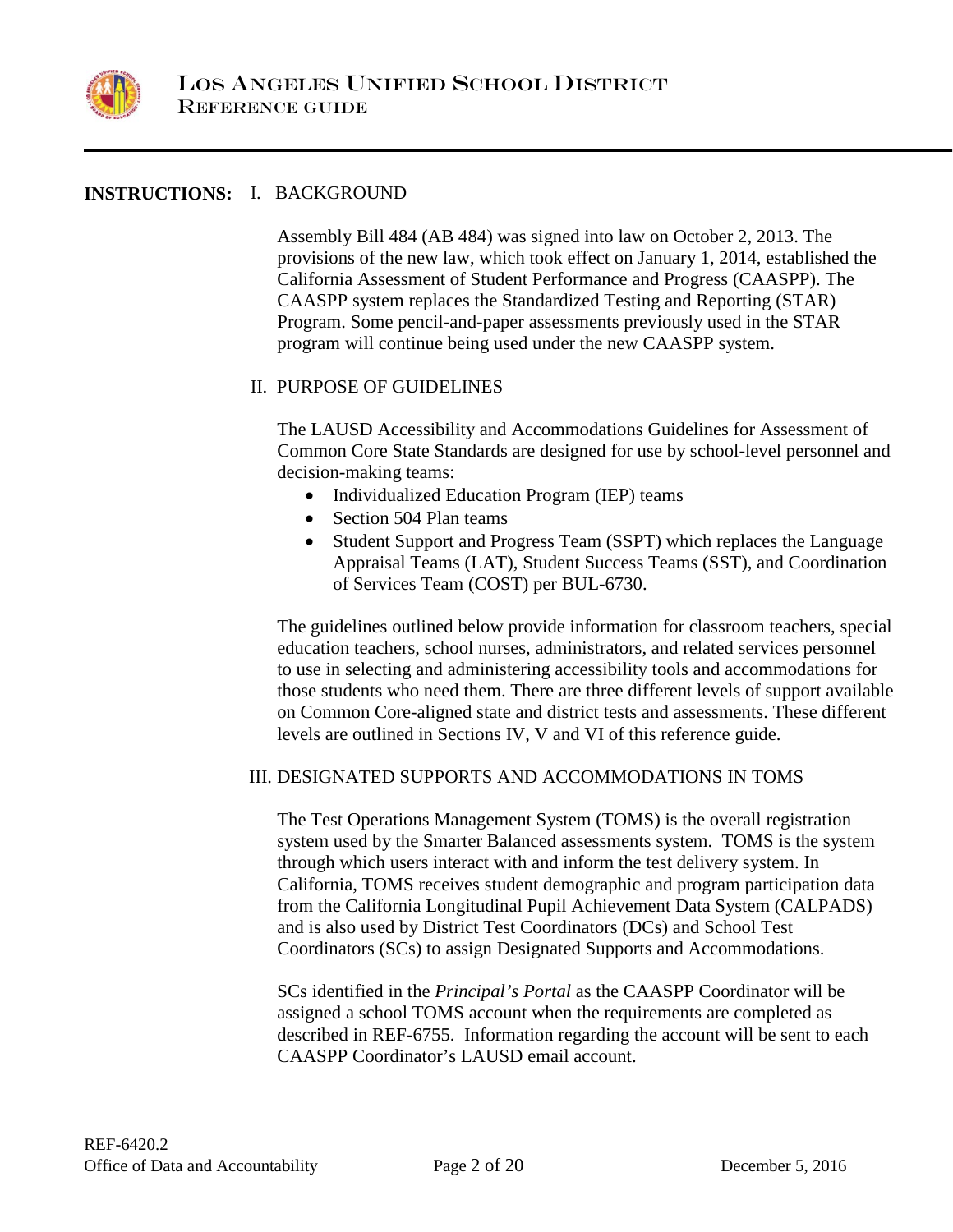**INSTRUCTIONS:**

## I. BACKGROUND

Assembly Bill 484 (AB 484) was signed into law on October 2, 2013. The provisions of the new law, which took effect on January 1, 2014, established the California Assessment of Student Performance and Progress (CAASPP). The CAASPP system replaces the Standardized Testing and Reporting (STAR) Program. Some pencil-and-paper assessments previously used in the STAR program will continue being used under the new CAASPP system.

## II. PURPOSE OF GUIDELINES

The LAUSD Accessibility and Accommodations Guidelines for Assessment of Common Core State Standards are designed for use by school-level personnel and decision-making teams:

- Individualized Education Program (IEP) teams
- Section 504 Plan teams
- Student Support and Progress Team (SSPT) which replaces the Language Appraisal Teams (LAT), Student Success Teams (SST), and Coordination of Services Team (COST) per BUL-6730.

The guidelines outlined below provide information for classroom teachers, special education teachers, school nurses, administrators, and related services personnel to use in selecting and administering accessibility tools and accommodations for those students who need them. There are three different levels of support available on Common Core-aligned state and district tests and assessments. These different levels are outlined in Sections IV, V and VI of this reference guide.

## III. DESIGNATED SUPPORTS AND ACCOMMODATIONS IN TOMS

The Test Operations Management System (TOMS) is the overall registration system used by the Smarter Balanced assessments system. TOMS is the system through which users interact with and inform the test delivery system. In California, TOMS receives student demographic and program participation data from the California Longitudinal Pupil Achievement Data System (CALPADS) and is also used by District Test Coordinators (DCs) and School Test Coordinators (SCs) to assign Designated Supports and Accommodations.

SCs identified in the *Principal's Portal* as the CAASPP Coordinator will be assigned a school TOMS account when the requirements are completed as described in REF-6755. Information regarding the account will be sent to each CAASPP Coordinator's LAUSD email account.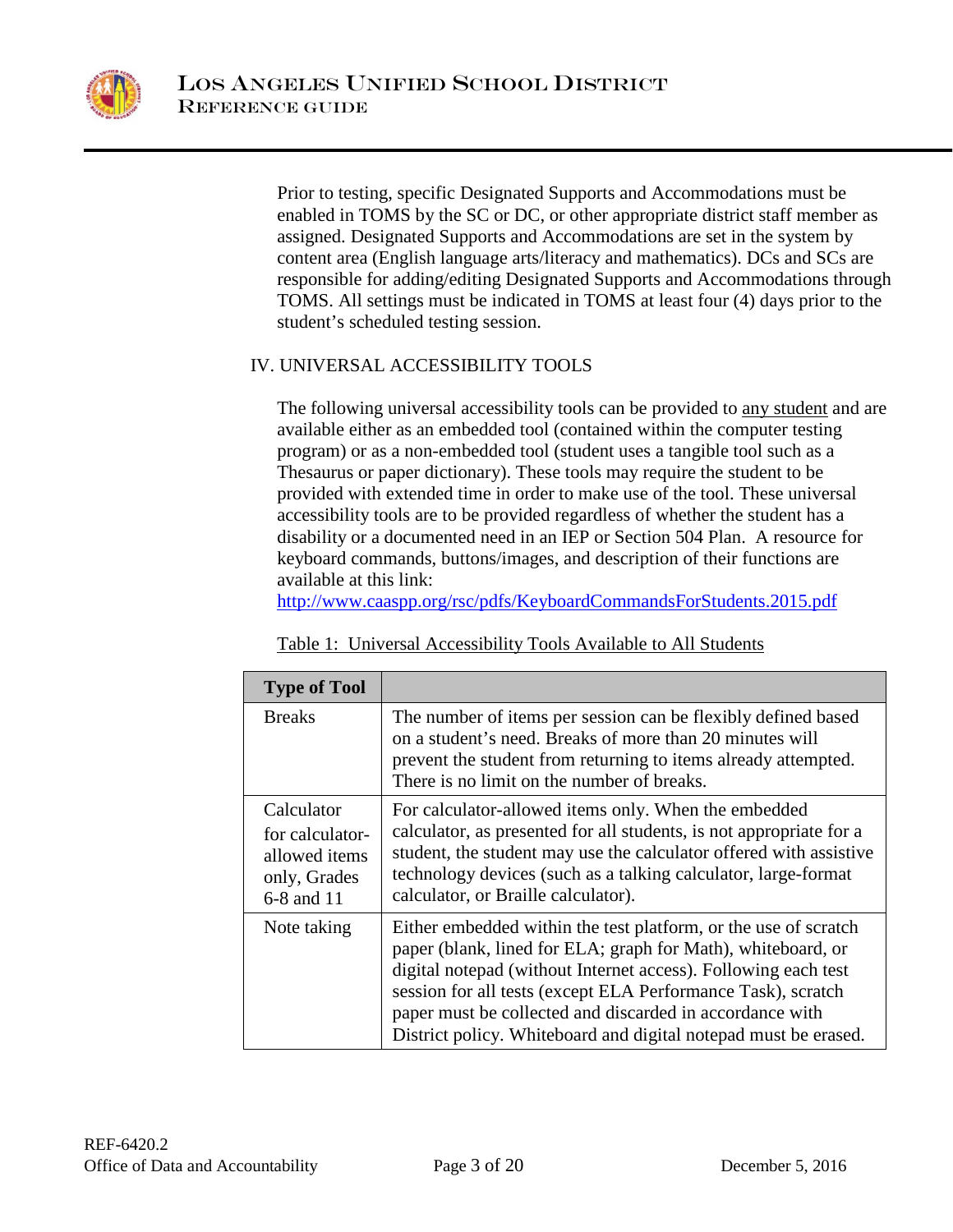Prior to testing, specific Designated Supports and Accommodations must be enabled in TOMS by the SC or DC, or other appropriate district staff member as assigned. Designated Supports and Accommodations are set in the system by content area (English language arts/literacy and mathematics). DCs and SCs are responsible for adding/editing Designated Supports and Accommodations through TOMS. All settings must be indicated in TOMS at least four (4) days prior to the student's scheduled testing session.

## IV. UNIVERSAL ACCESSIBILITY TOOLS

The following universal accessibility tools can be provided to <u>any student</u> and are available either as an embedded tool (contained within the computer testing program) or as a non-embedded tool (student uses a tangible tool such as a Thesaurus or paper dictionary). These tools may require the student to be provided with extended time in order to make use of the tool. These universal accessibility tools are to be provided regardless of whether the student has a disability or a documented need in an IEP or Section 504 Plan. A resource for keyboard commands, buttons/images, and description of their functions are available at this link: [http://www.caaspp.org/rsc/pdfs/KeyboardCommandsForStudents.2015.pdf](http://www.caaspp.org/rsc/pdfs/KeyboardCommandsForStudents.2015.pdf)

<u>Table 1: Universal Accessibility Tools Available to All Students</u>

| **Type of Tool** | |
|---|---|
| Breaks | The number of items per session can be flexibly defined based on a student's need. Breaks of more than 20 minutes will prevent the student from returning to items already attempted. There is no limit on the number of breaks. |
| Calculator for calculator-allowed items only, Grades 6-8 and 11 | For calculator-allowed items only. When the embedded calculator, as presented for all students, is not appropriate for a student, the student may use the calculator offered with assistive technology devices (such as a talking calculator, large-format calculator, or Braille calculator). |
| Note taking | Either embedded within the test platform, or the use of scratch paper (blank, lined for ELA; graph for Math), whiteboard, or digital notepad (without Internet access). Following each test session for all tests (except ELA Performance Task), scratch paper must be collected and discarded in accordance with District policy. Whiteboard and digital notepad must be erased. |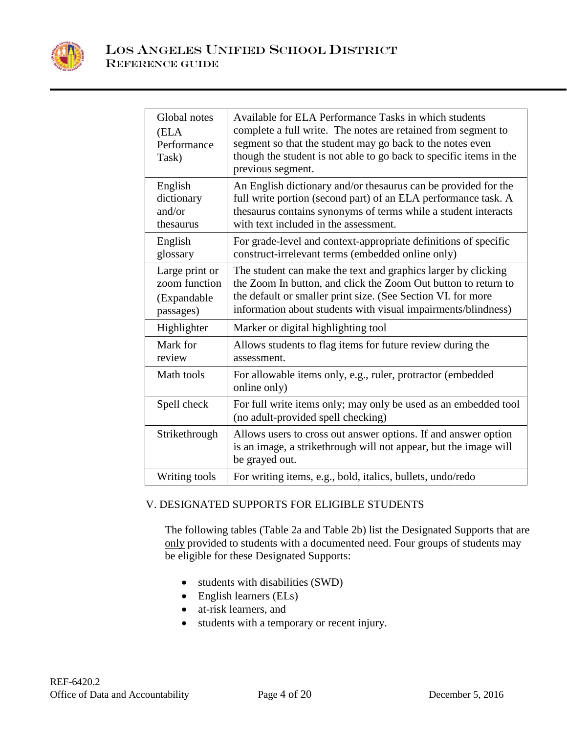| | |
|---|---|
| Global notes (ELA Performance Task) | Available for ELA Performance Tasks in which students complete a full write. The notes are retained from segment to segment so that the student may go back to the notes even though the student is not able to go back to specific items in the previous segment. |
| English dictionary and/or thesaurus | An English dictionary and/or thesaurus can be provided for the full write portion (second part) of an ELA performance task. A thesaurus contains synonyms of terms while a student interacts with text included in the assessment. |
| English glossary | For grade-level and context-appropriate definitions of specific construct-irrelevant terms (embedded online only) |
| Large print or zoom function (Expandable passages) | The student can make the text and graphics larger by clicking the Zoom In button, and click the Zoom Out button to return to the default or smaller print size. (See Section VI. for more information about students with visual impairments/blindness) |
| Highlighter | Marker or digital highlighting tool |
| Mark for review | Allows students to flag items for future review during the assessment. |
| Math tools | For allowable items only, e.g., ruler, protractor (embedded online only) |
| Spell check | For full write items only; may only be used as an embedded tool (no adult-provided spell checking) |
| Strikethrough | Allows users to cross out answer options. If and answer option is an image, a strikethrough will not appear, but the image will be grayed out. |
| Writing tools | For writing items, e.g., bold, italics, bullets, undo/redo |

## V. DESIGNATED SUPPORTS FOR ELIGIBLE STUDENTS

The following tables (Table 2a and Table 2b) list the Designated Supports that are only provided to students with a documented need. Four groups of students may be eligible for these Designated Supports:

- students with disabilities (SWD)
- English learners (ELs)
- at-risk learners, and
- students with a temporary or recent injury.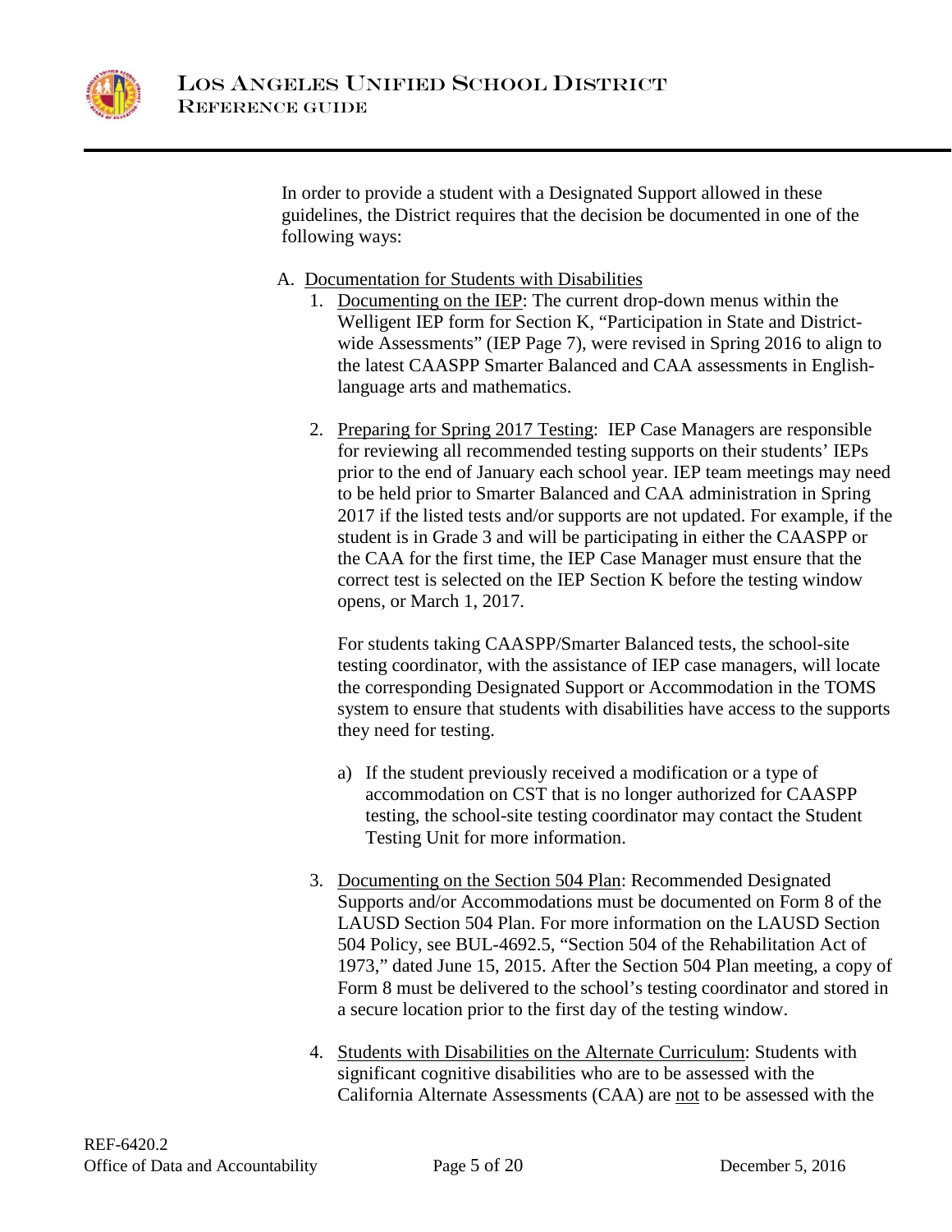In order to provide a student with a Designated Support allowed in these guidelines, the District requires that the decision be documented in one of the following ways:

A. Documentation for Students with Disabilities
   1. Documenting on the IEP: The current drop-down menus within the Welligent IEP form for Section K, "Participation in State and District-wide Assessments" (IEP Page 7), were revised in Spring 2016 to align to the latest CAASPP Smarter Balanced and CAA assessments in English-language arts and mathematics.

   2. Preparing for Spring 2017 Testing: IEP Case Managers are responsible for reviewing all recommended testing supports on their students' IEPs prior to the end of January each school year. IEP team meetings may need to be held prior to Smarter Balanced and CAA administration in Spring 2017 if the listed tests and/or supports are not updated. For example, if the student is in Grade 3 and will be participating in either the CAASPP or the CAA for the first time, the IEP Case Manager must ensure that the correct test is selected on the IEP Section K before the testing window opens, or March 1, 2017.

      For students taking CAASPP/Smarter Balanced tests, the school-site testing coordinator, with the assistance of IEP case managers, will locate the corresponding Designated Support or Accommodation in the TOMS system to ensure that students with disabilities have access to the supports they need for testing.

      a) If the student previously received a modification or a type of accommodation on CST that is no longer authorized for CAASPP testing, the school-site testing coordinator may contact the Student Testing Unit for more information.

   3. Documenting on the Section 504 Plan: Recommended Designated Supports and/or Accommodations must be documented on Form 8 of the LAUSD Section 504 Plan. For more information on the LAUSD Section 504 Policy, see BUL-4692.5, "Section 504 of the Rehabilitation Act of 1973," dated June 15, 2015. After the Section 504 Plan meeting, a copy of Form 8 must be delivered to the school's testing coordinator and stored in a secure location prior to the first day of the testing window.

   4. Students with Disabilities on the Alternate Curriculum: Students with significant cognitive disabilities who are to be assessed with the California Alternate Assessments (CAA) are not to be assessed with the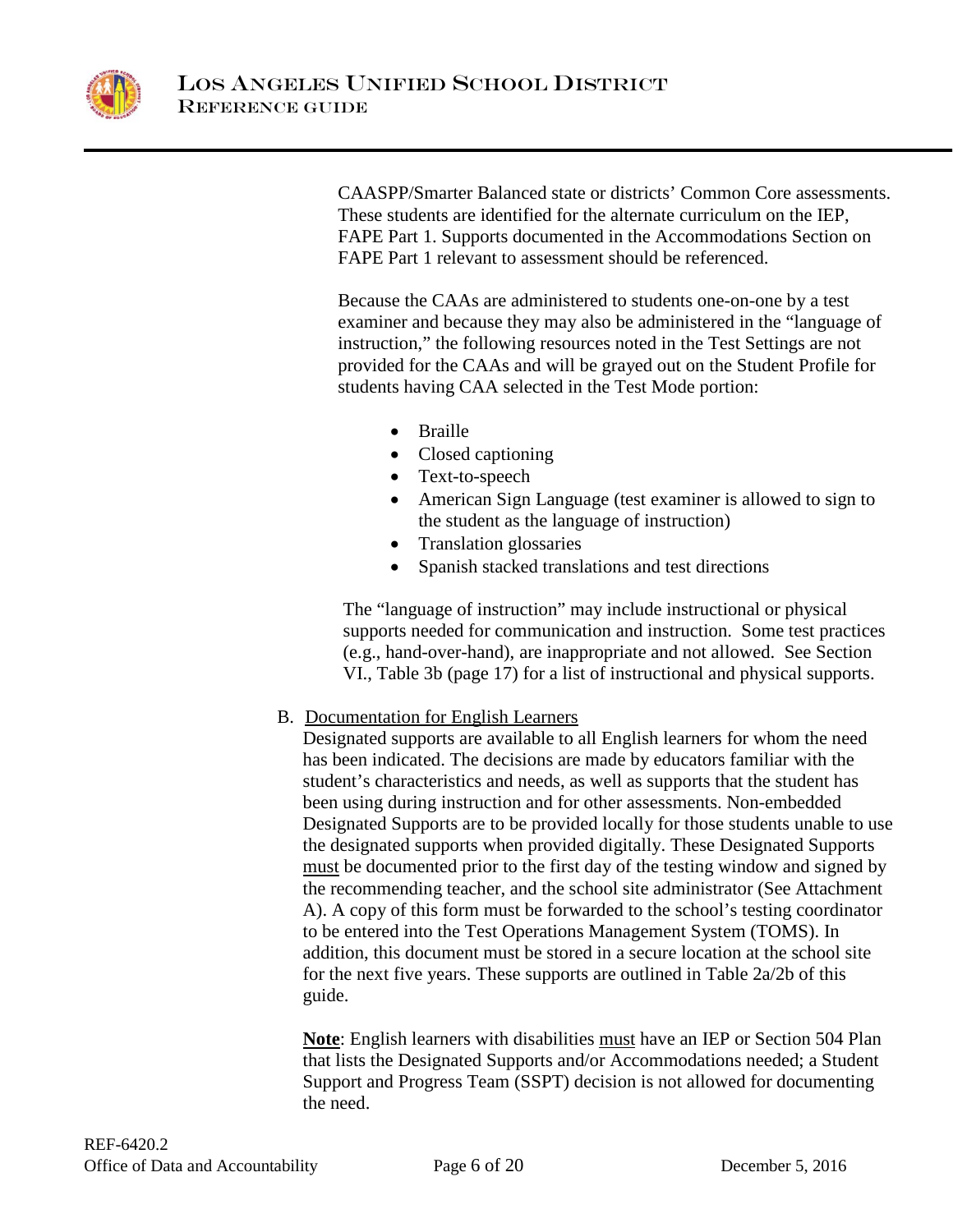CAASPP/Smarter Balanced state or districts' Common Core assessments. These students are identified for the alternate curriculum on the IEP, FAPE Part 1. Supports documented in the Accommodations Section on FAPE Part 1 relevant to assessment should be referenced.

Because the CAAs are administered to students one-on-one by a test examiner and because they may also be administered in the "language of instruction," the following resources noted in the Test Settings are not provided for the CAAs and will be grayed out on the Student Profile for students having CAA selected in the Test Mode portion:

- Braille
- Closed captioning
- Text-to-speech
- American Sign Language (test examiner is allowed to sign to the student as the language of instruction)
- Translation glossaries
- Spanish stacked translations and test directions

The "language of instruction" may include instructional or physical supports needed for communication and instruction. Some test practices (e.g., hand-over-hand), are inappropriate and not allowed. See Section VI., Table 3b (page 17) for a list of instructional and physical supports.

B. <u>Documentation for English Learners</u>

Designated supports are available to all English learners for whom the need has been indicated. The decisions are made by educators familiar with the student's characteristics and needs, as well as supports that the student has been using during instruction and for other assessments. Non-embedded Designated Supports are to be provided locally for those students unable to use the designated supports when provided digitally. These Designated Supports <u>must</u> be documented prior to the first day of the testing window and signed by the recommending teacher, and the school site administrator (See Attachment A). A copy of this form must be forwarded to the school's testing coordinator to be entered into the Test Operations Management System (TOMS). In addition, this document must be stored in a secure location at the school site for the next five years. These supports are outlined in Table 2a/2b of this guide.

**<u>Note</u>**: English learners with disabilities <u>must</u> have an IEP or Section 504 Plan that lists the Designated Supports and/or Accommodations needed; a Student Support and Progress Team (SSPT) decision is not allowed for documenting the need.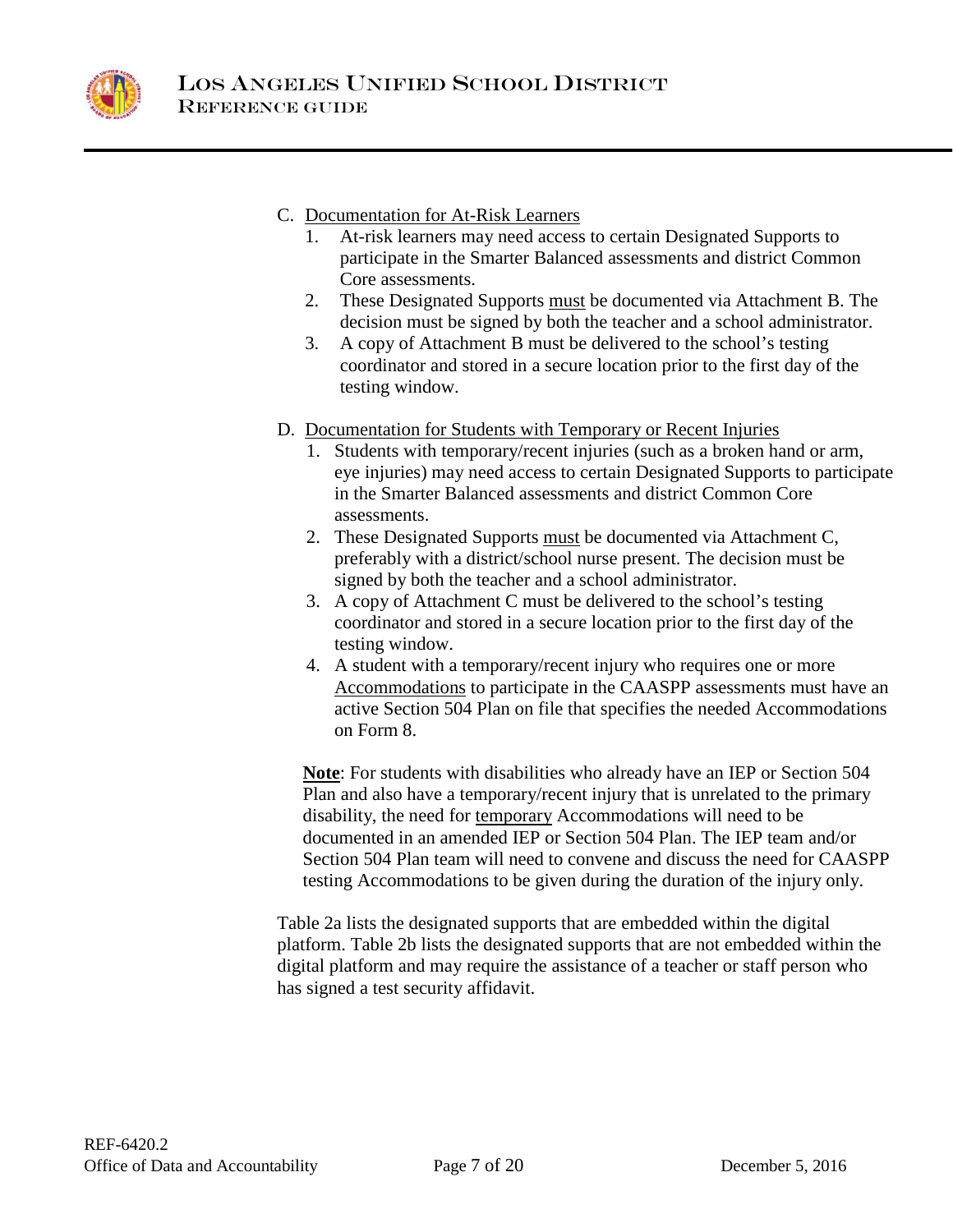C. Documentation for At-Risk Learners

1. At-risk learners may need access to certain Designated Supports to participate in the Smarter Balanced assessments and district Common Core assessments.
2. These Designated Supports must be documented via Attachment B. The decision must be signed by both the teacher and a school administrator.
3. A copy of Attachment B must be delivered to the school's testing coordinator and stored in a secure location prior to the first day of the testing window.

D. Documentation for Students with Temporary or Recent Injuries

1. Students with temporary/recent injuries (such as a broken hand or arm, eye injuries) may need access to certain Designated Supports to participate in the Smarter Balanced assessments and district Common Core assessments.
2. These Designated Supports must be documented via Attachment C, preferably with a district/school nurse present. The decision must be signed by both the teacher and a school administrator.
3. A copy of Attachment C must be delivered to the school's testing coordinator and stored in a secure location prior to the first day of the testing window.
4. A student with a temporary/recent injury who requires one or more Accommodations to participate in the CAASPP assessments must have an active Section 504 Plan on file that specifies the needed Accommodations on Form 8.

**Note**: For students with disabilities who already have an IEP or Section 504 Plan and also have a temporary/recent injury that is unrelated to the primary disability, the need for temporary Accommodations will need to be documented in an amended IEP or Section 504 Plan. The IEP team and/or Section 504 Plan team will need to convene and discuss the need for CAASPP testing Accommodations to be given during the duration of the injury only.

Table 2a lists the designated supports that are embedded within the digital platform. Table 2b lists the designated supports that are not embedded within the digital platform and may require the assistance of a teacher or staff person who has signed a test security affidavit.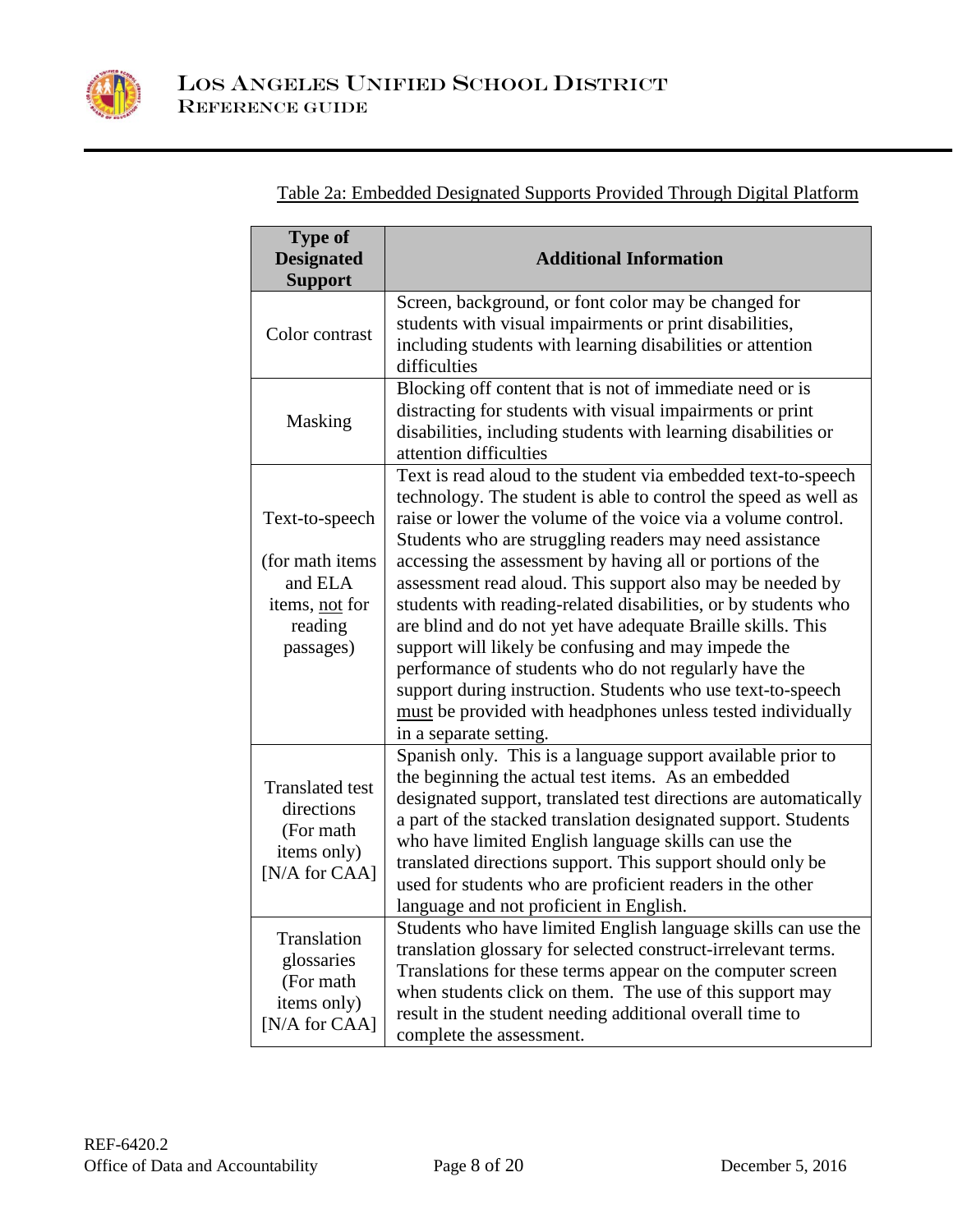Table 2a: Embedded Designated Supports Provided Through Digital Platform

| Type of Designated Support | Additional Information |
|---|---|
| Color contrast | Screen, background, or font color may be changed for students with visual impairments or print disabilities, including students with learning disabilities or attention difficulties |
| Masking | Blocking off content that is not of immediate need or is distracting for students with visual impairments or print disabilities, including students with learning disabilities or attention difficulties |
| Text-to-speech (for math items and ELA items, not for reading passages) | Text is read aloud to the student via embedded text-to-speech technology. The student is able to control the speed as well as raise or lower the volume of the voice via a volume control. Students who are struggling readers may need assistance accessing the assessment by having all or portions of the assessment read aloud. This support also may be needed by students with reading-related disabilities, or by students who are blind and do not yet have adequate Braille skills. This support will likely be confusing and may impede the performance of students who do not regularly have the support during instruction. Students who use text-to-speech must be provided with headphones unless tested individually in a separate setting. |
| Translated test directions (For math items only) [N/A for CAA] | Spanish only. This is a language support available prior to the beginning the actual test items. As an embedded designated support, translated test directions are automatically a part of the stacked translation designated support. Students who have limited English language skills can use the translated directions support. This support should only be used for students who are proficient readers in the other language and not proficient in English. |
| Translation glossaries (For math items only) [N/A for CAA] | Students who have limited English language skills can use the translation glossary for selected construct-irrelevant terms. Translations for these terms appear on the computer screen when students click on them. The use of this support may result in the student needing additional overall time to complete the assessment. |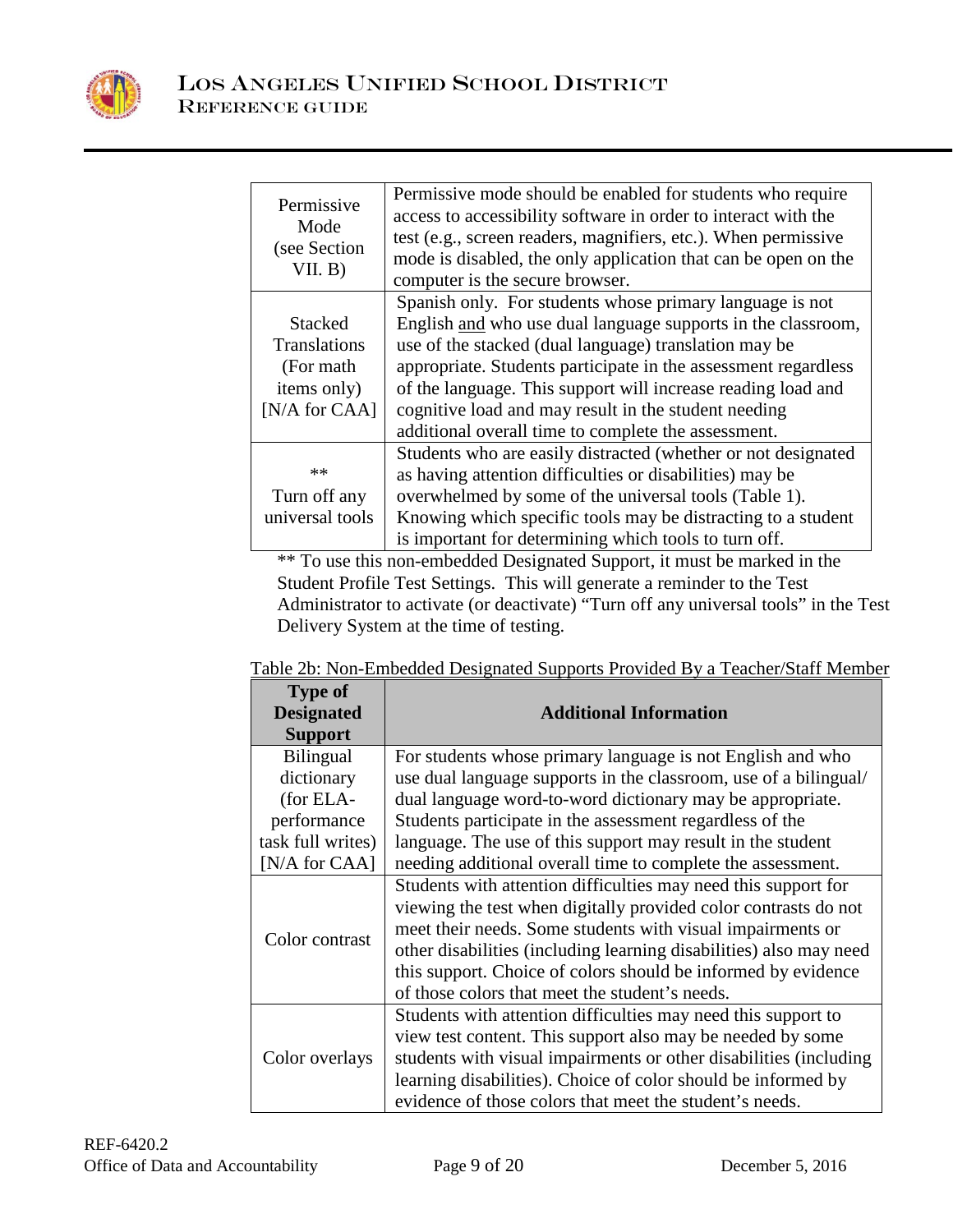| | |
|---|---|
| Permissive Mode (see Section VII. B) | Permissive mode should be enabled for students who require access to accessibility software in order to interact with the test (e.g., screen readers, magnifiers, etc.). When permissive mode is disabled, the only application that can be open on the computer is the secure browser. |
| Stacked Translations (For math items only) [N/A for CAA] | Spanish only. For students whose primary language is not English <u>and</u> who use dual language supports in the classroom, use of the stacked (dual language) translation may be appropriate. Students participate in the assessment regardless of the language. This support will increase reading load and cognitive load and may result in the student needing additional overall time to complete the assessment. |
| ** Turn off any universal tools | Students who are easily distracted (whether or not designated as having attention difficulties or disabilities) may be overwhelmed by some of the universal tools (Table 1). Knowing which specific tools may be distracting to a student is important for determining which tools to turn off. |

** To use this non-embedded Designated Support, it must be marked in the Student Profile Test Settings. This will generate a reminder to the Test Administrator to activate (or deactivate) "Turn off any universal tools" in the Test Delivery System at the time of testing.

<u>Table 2b: Non-Embedded Designated Supports Provided By a Teacher/Staff Member</u>

| Type of Designated Support | Additional Information |
|---|---|
| Bilingual dictionary (for ELA-performance task full writes) [N/A for CAA] | For students whose primary language is not English and who use dual language supports in the classroom, use of a bilingual/ dual language word-to-word dictionary may be appropriate. Students participate in the assessment regardless of the language. The use of this support may result in the student needing additional overall time to complete the assessment. |
| Color contrast | Students with attention difficulties may need this support for viewing the test when digitally provided color contrasts do not meet their needs. Some students with visual impairments or other disabilities (including learning disabilities) also may need this support. Choice of colors should be informed by evidence of those colors that meet the student's needs. |
| Color overlays | Students with attention difficulties may need this support to view test content. This support also may be needed by some students with visual impairments or other disabilities (including learning disabilities). Choice of color should be informed by evidence of those colors that meet the student's needs. |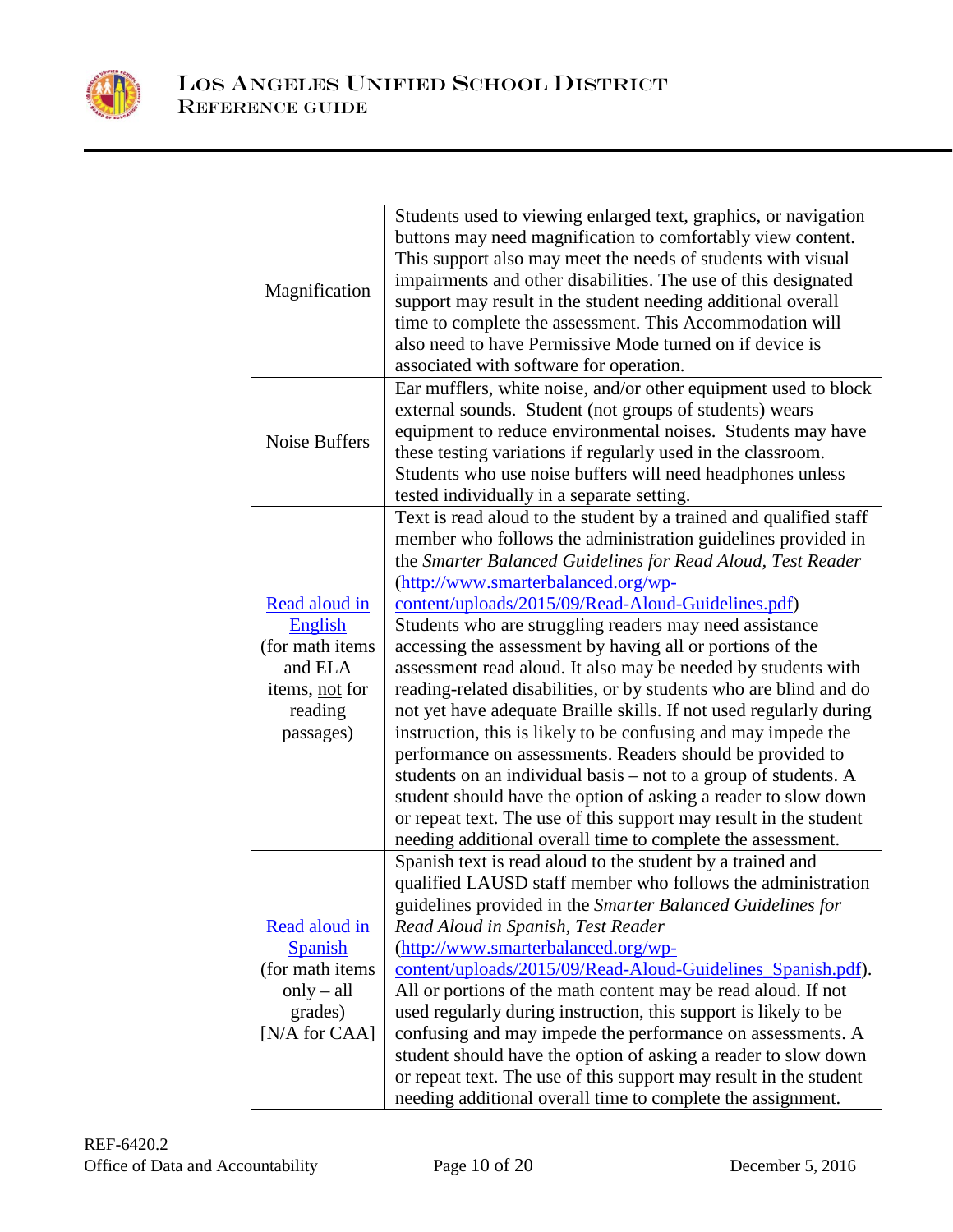| | |
|---|---|
| Magnification | Students used to viewing enlarged text, graphics, or navigation buttons may need magnification to comfortably view content. This support also may meet the needs of students with visual impairments and other disabilities. The use of this designated support may result in the student needing additional overall time to complete the assessment. This Accommodation will also need to have Permissive Mode turned on if device is associated with software for operation. |
| Noise Buffers | Ear mufflers, white noise, and/or other equipment used to block external sounds. Student (not groups of students) wears equipment to reduce environmental noises. Students may have these testing variations if regularly used in the classroom. Students who use noise buffers will need headphones unless tested individually in a separate setting. |
| [Read aloud in English](#) (for math items and ELA items, <u>not</u> for reading passages) | Text is read aloud to the student by a trained and qualified staff member who follows the administration guidelines provided in the *Smarter Balanced Guidelines for Read Aloud, Test Reader* ([http://www.smarterbalanced.org/wp-content/uploads/2015/09/Read-Aloud-Guidelines.pdf](http://www.smarterbalanced.org/wp-content/uploads/2015/09/Read-Aloud-Guidelines.pdf)) Students who are struggling readers may need assistance accessing the assessment by having all or portions of the assessment read aloud. It also may be needed by students with reading-related disabilities, or by students who are blind and do not yet have adequate Braille skills. If not used regularly during instruction, this is likely to be confusing and may impede the performance on assessments. Readers should be provided to students on an individual basis – not to a group of students. A student should have the option of asking a reader to slow down or repeat text. The use of this support may result in the student needing additional overall time to complete the assessment. |
| [Read aloud in Spanish](#) (for math items only – all grades) [N/A for CAA] | Spanish text is read aloud to the student by a trained and qualified LAUSD staff member who follows the administration guidelines provided in the *Smarter Balanced Guidelines for Read Aloud in Spanish, Test Reader* ([http://www.smarterbalanced.org/wp-content/uploads/2015/09/Read-Aloud-Guidelines_Spanish.pdf](http://www.smarterbalanced.org/wp-content/uploads/2015/09/Read-Aloud-Guidelines_Spanish.pdf)). All or portions of the math content may be read aloud. If not used regularly during instruction, this support is likely to be confusing and may impede the performance on assessments. A student should have the option of asking a reader to slow down or repeat text. The use of this support may result in the student needing additional overall time to complete the assignment. |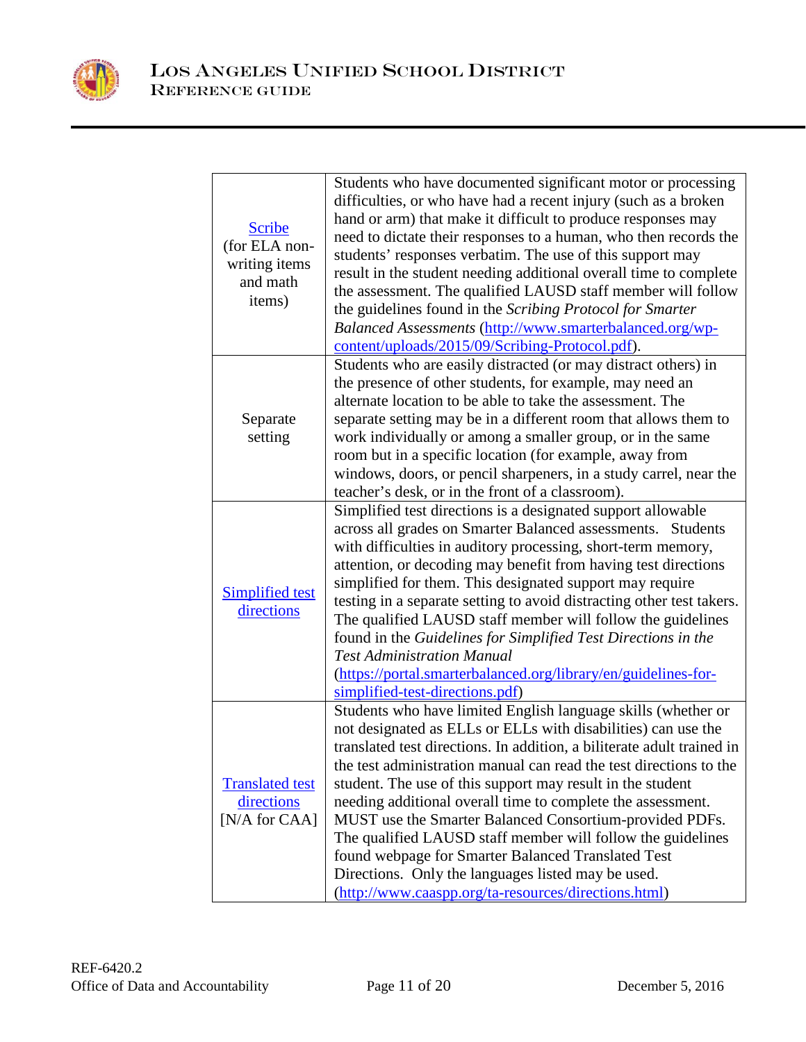| | |
|---|---|
| Scribe (for ELA non-writing items and math items) | Students who have documented significant motor or processing difficulties, or who have had a recent injury (such as a broken hand or arm) that make it difficult to produce responses may need to dictate their responses to a human, who then records the students' responses verbatim. The use of this support may result in the student needing additional overall time to complete the assessment. The qualified LAUSD staff member will follow the guidelines found in the *Scribing Protocol for Smarter Balanced Assessments* (http://www.smarterbalanced.org/wp-content/uploads/2015/09/Scribing-Protocol.pdf). |
| Separate setting | Students who are easily distracted (or may distract others) in the presence of other students, for example, may need an alternate location to be able to take the assessment. The separate setting may be in a different room that allows them to work individually or among a smaller group, or in the same room but in a specific location (for example, away from windows, doors, or pencil sharpeners, in a study carrel, near the teacher's desk, or in the front of a classroom). |
| Simplified test directions | Simplified test directions is a designated support allowable across all grades on Smarter Balanced assessments. Students with difficulties in auditory processing, short-term memory, attention, or decoding may benefit from having test directions simplified for them. This designated support may require testing in a separate setting to avoid distracting other test takers. The qualified LAUSD staff member will follow the guidelines found in the *Guidelines for Simplified Test Directions in the Test Administration Manual* (https://portal.smarterbalanced.org/library/en/guidelines-for-simplified-test-directions.pdf) |
| Translated test directions [N/A for CAA] | Students who have limited English language skills (whether or not designated as ELLs or ELLs with disabilities) can use the translated test directions. In addition, a biliterate adult trained in the test administration manual can read the test directions to the student. The use of this support may result in the student needing additional overall time to complete the assessment. MUST use the Smarter Balanced Consortium-provided PDFs. The qualified LAUSD staff member will follow the guidelines found webpage for Smarter Balanced Translated Test Directions. Only the languages listed may be used. (http://www.caaspp.org/ta-resources/directions.html) |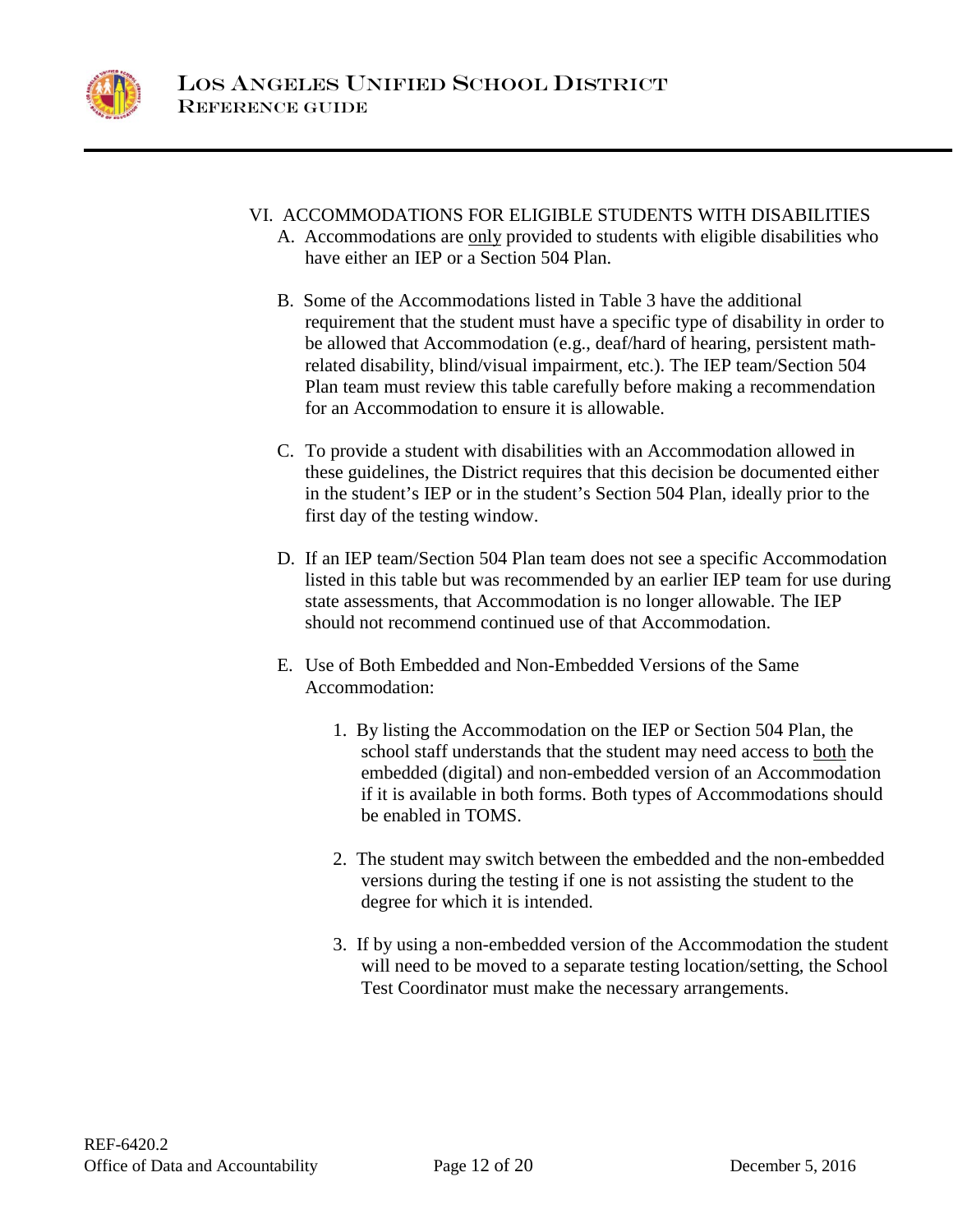## VI. ACCOMMODATIONS FOR ELIGIBLE STUDENTS WITH DISABILITIES

A. Accommodations are <u>only</u> provided to students with eligible disabilities who have either an IEP or a Section 504 Plan.

B. Some of the Accommodations listed in Table 3 have the additional requirement that the student must have a specific type of disability in order to be allowed that Accommodation (e.g., deaf/hard of hearing, persistent math-related disability, blind/visual impairment, etc.). The IEP team/Section 504 Plan team must review this table carefully before making a recommendation for an Accommodation to ensure it is allowable.

C. To provide a student with disabilities with an Accommodation allowed in these guidelines, the District requires that this decision be documented either in the student's IEP or in the student's Section 504 Plan, ideally prior to the first day of the testing window.

D. If an IEP team/Section 504 Plan team does not see a specific Accommodation listed in this table but was recommended by an earlier IEP team for use during state assessments, that Accommodation is no longer allowable. The IEP should not recommend continued use of that Accommodation.

E. Use of Both Embedded and Non-Embedded Versions of the Same Accommodation:

1. By listing the Accommodation on the IEP or Section 504 Plan, the school staff understands that the student may need access to <u>both</u> the embedded (digital) and non-embedded version of an Accommodation if it is available in both forms. Both types of Accommodations should be enabled in TOMS.

2. The student may switch between the embedded and the non-embedded versions during the testing if one is not assisting the student to the degree for which it is intended.

3. If by using a non-embedded version of the Accommodation the student will need to be moved to a separate testing location/setting, the School Test Coordinator must make the necessary arrangements.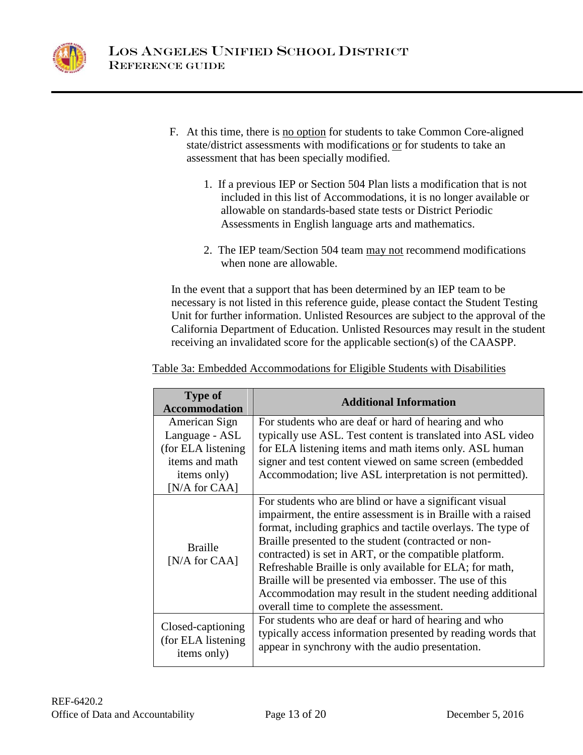F. At this time, there is no option for students to take Common Core-aligned state/district assessments with modifications or for students to take an assessment that has been specially modified.

   1. If a previous IEP or Section 504 Plan lists a modification that is not included in this list of Accommodations, it is no longer available or allowable on standards-based state tests or District Periodic Assessments in English language arts and mathematics.

   2. The IEP team/Section 504 team may not recommend modifications when none are allowable.

In the event that a support that has been determined by an IEP team to be necessary is not listed in this reference guide, please contact the Student Testing Unit for further information. Unlisted Resources are subject to the approval of the California Department of Education. Unlisted Resources may result in the student receiving an invalidated score for the applicable section(s) of the CAASPP.

Table 3a: Embedded Accommodations for Eligible Students with Disabilities

| Type of Accommodation | Additional Information |
|---|---|
| American Sign Language - ASL (for ELA listening items and math items only) [N/A for CAA] | For students who are deaf or hard of hearing and who typically use ASL. Test content is translated into ASL video for ELA listening items and math items only. ASL human signer and test content viewed on same screen (embedded Accommodation; live ASL interpretation is not permitted). |
| Braille [N/A for CAA] | For students who are blind or have a significant visual impairment, the entire assessment is in Braille with a raised format, including graphics and tactile overlays. The type of Braille presented to the student (contracted or non-contracted) is set in ART, or the compatible platform. Refreshable Braille is only available for ELA; for math, Braille will be presented via embosser. The use of this Accommodation may result in the student needing additional overall time to complete the assessment. |
| Closed-captioning (for ELA listening items only) | For students who are deaf or hard of hearing and who typically access information presented by reading words that appear in synchrony with the audio presentation. |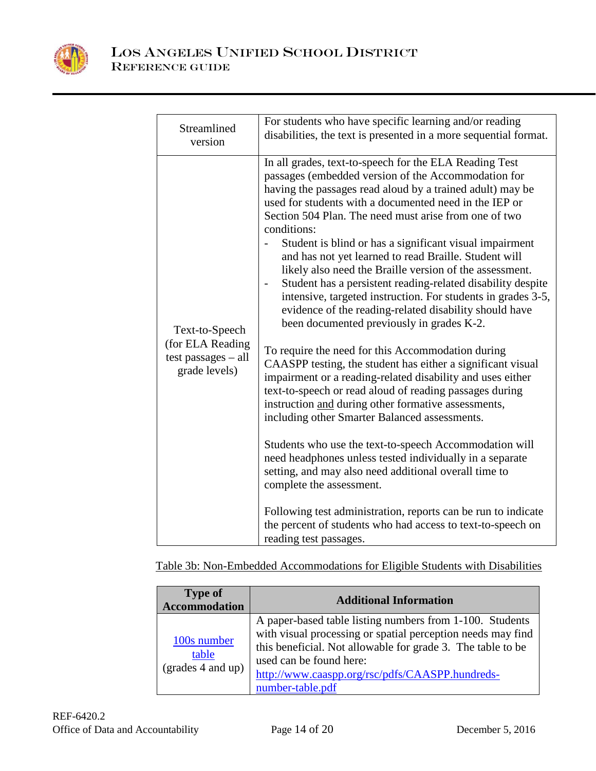| | |
|---|---|
| Streamlined version | For students who have specific learning and/or reading disabilities, the text is presented in a more sequential format. |
| Text-to-Speech (for ELA Reading test passages – all grade levels) | In all grades, text-to-speech for the ELA Reading Test passages (embedded version of the Accommodation for having the passages read aloud by a trained adult) may be used for students with a documented need in the IEP or Section 504 Plan. The need must arise from one of two conditions:<br>- Student is blind or has a significant visual impairment and has not yet learned to read Braille. Student will likely also need the Braille version of the assessment.<br>- Student has a persistent reading-related disability despite intensive, targeted instruction. For students in grades 3-5, evidence of the reading-related disability should have been documented previously in grades K-2.<br><br>To require the need for this Accommodation during CAASPP testing, the student has either a significant visual impairment or a reading-related disability and uses either text-to-speech or read aloud of reading passages during instruction <u>and</u> during other formative assessments, including other Smarter Balanced assessments.<br><br>Students who use the text-to-speech Accommodation will need headphones unless tested individually in a separate setting, and may also need additional overall time to complete the assessment.<br><br>Following test administration, reports can be run to indicate the percent of students who had access to text-to-speech on reading test passages. |

<u>Table 3b: Non-Embedded Accommodations for Eligible Students with Disabilities</u>

| Type of Accommodation | Additional Information |
|---|---|
| [100s number table](http://www.caaspp.org/rsc/pdfs/CAASPP.hundreds-number-table.pdf) (grades 4 and up) | A paper-based table listing numbers from 1-100. Students with visual processing or spatial perception needs may find this beneficial. Not allowable for grade 3. The table to be used can be found here: [http://www.caaspp.org/rsc/pdfs/CAASPP.hundreds-number-table.pdf](http://www.caaspp.org/rsc/pdfs/CAASPP.hundreds-number-table.pdf) |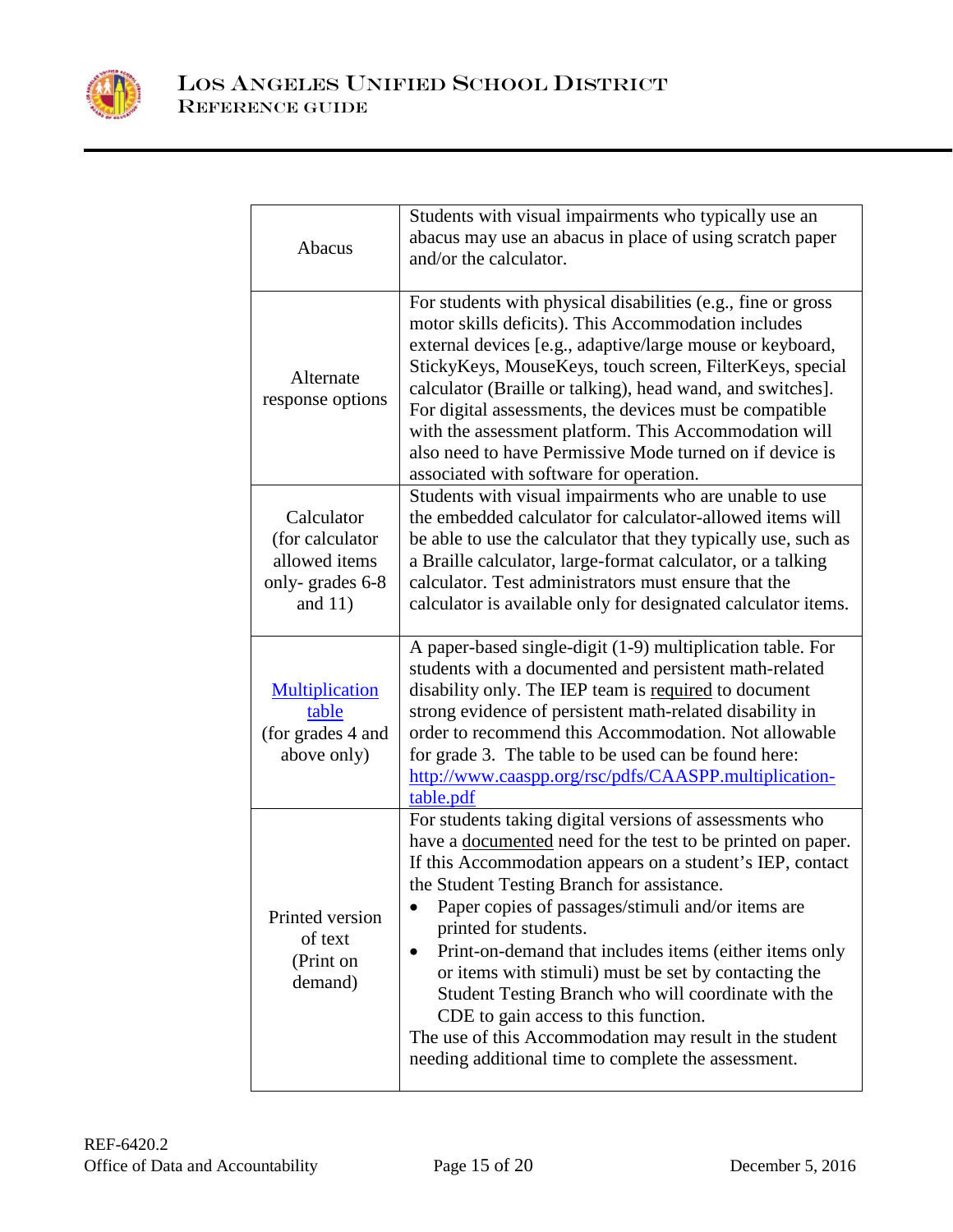| | |
|---|---|
| Abacus | Students with visual impairments who typically use an abacus may use an abacus in place of using scratch paper and/or the calculator. |
| Alternate response options | For students with physical disabilities (e.g., fine or gross motor skills deficits). This Accommodation includes external devices [e.g., adaptive/large mouse or keyboard, StickyKeys, MouseKeys, touch screen, FilterKeys, special calculator (Braille or talking), head wand, and switches]. For digital assessments, the devices must be compatible with the assessment platform. This Accommodation will also need to have Permissive Mode turned on if device is associated with software for operation. |
| Calculator (for calculator allowed items only- grades 6-8 and 11) | Students with visual impairments who are unable to use the embedded calculator for calculator-allowed items will be able to use the calculator that they typically use, such as a Braille calculator, large-format calculator, or a talking calculator. Test administrators must ensure that the calculator is available only for designated calculator items. |
| [Multiplication table](http://www.caaspp.org/rsc/pdfs/CAASPP.multiplication-table.pdf) (for grades 4 and above only) | A paper-based single-digit (1-9) multiplication table. For students with a documented and persistent math-related disability only. The IEP team is <u>required</u> to document strong evidence of persistent math-related disability in order to recommend this Accommodation. Not allowable for grade 3. The table to be used can be found here: [http://www.caaspp.org/rsc/pdfs/CAASPP.multiplication-table.pdf](http://www.caaspp.org/rsc/pdfs/CAASPP.multiplication-table.pdf) |
| Printed version of text (Print on demand) | For students taking digital versions of assessments who have a <u>documented</u> need for the test to be printed on paper. If this Accommodation appears on a student's IEP, contact the Student Testing Branch for assistance.<br>• Paper copies of passages/stimuli and/or items are printed for students.<br>• Print-on-demand that includes items (either items only or items with stimuli) must be set by contacting the Student Testing Branch who will coordinate with the CDE to gain access to this function.<br>The use of this Accommodation may result in the student needing additional time to complete the assessment. |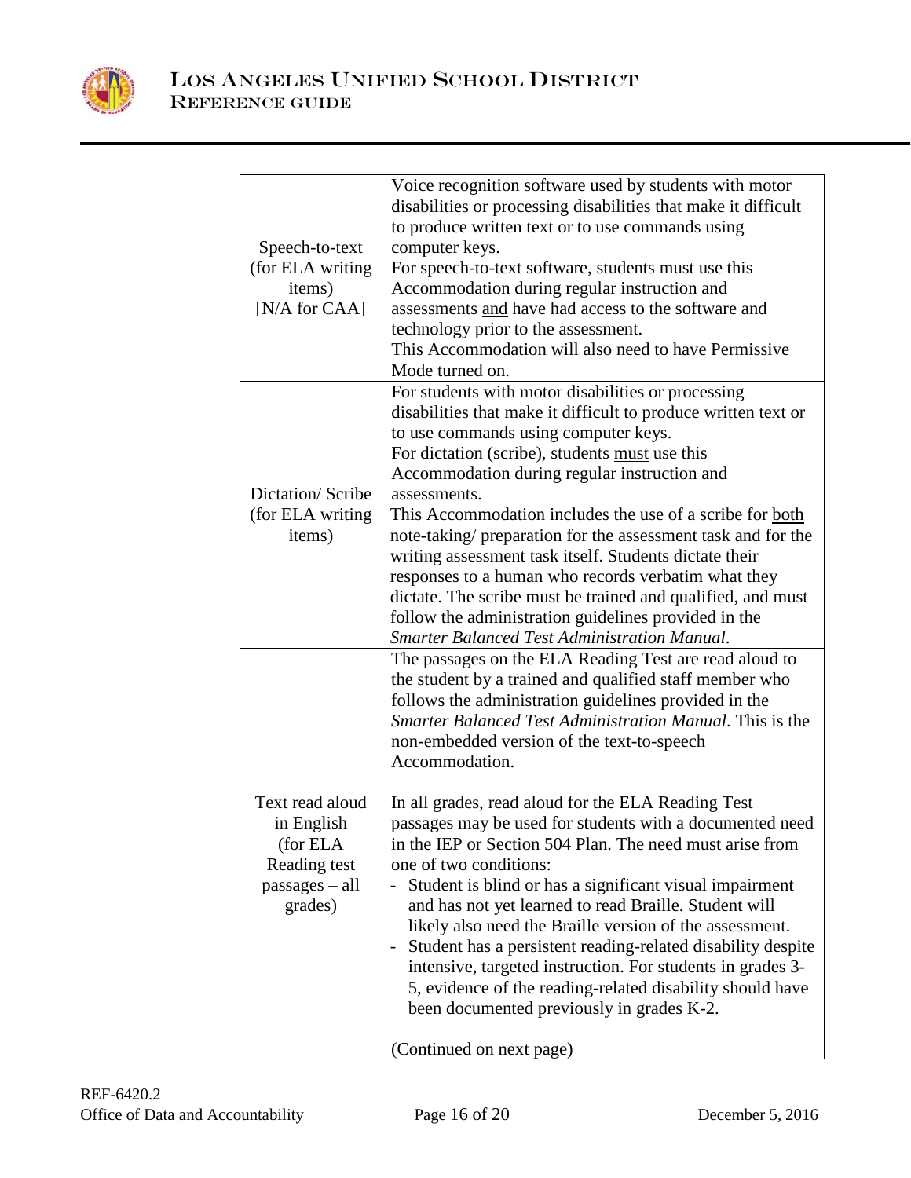| | |
|---|---|
| Speech-to-text (for ELA writing items) [N/A for CAA] | Voice recognition software used by students with motor disabilities or processing disabilities that make it difficult to produce written text or to use commands using computer keys.<br>For speech-to-text software, students must use this Accommodation during regular instruction and assessments <u>and</u> have had access to the software and technology prior to the assessment.<br>This Accommodation will also need to have Permissive Mode turned on. |
| Dictation/ Scribe (for ELA writing items) | For students with motor disabilities or processing disabilities that make it difficult to produce written text or to use commands using computer keys.<br>For dictation (scribe), students <u>must</u> use this Accommodation during regular instruction and assessments.<br>This Accommodation includes the use of a scribe for <u>both</u> note-taking/ preparation for the assessment task and for the writing assessment task itself. Students dictate their responses to a human who records verbatim what they dictate. The scribe must be trained and qualified, and must follow the administration guidelines provided in the *Smarter Balanced Test Administration Manual*. |
| Text read aloud in English (for ELA Reading test passages – all grades) | The passages on the ELA Reading Test are read aloud to the student by a trained and qualified staff member who follows the administration guidelines provided in the *Smarter Balanced Test Administration Manual*. This is the non-embedded version of the text-to-speech Accommodation.<br><br>In all grades, read aloud for the ELA Reading Test passages may be used for students with a documented need in the IEP or Section 504 Plan. The need must arise from one of two conditions:<br>- Student is blind or has a significant visual impairment and has not yet learned to read Braille. Student will likely also need the Braille version of the assessment.<br>- Student has a persistent reading-related disability despite intensive, targeted instruction. For students in grades 3-5, evidence of the reading-related disability should have been documented previously in grades K-2.<br><br>(Continued on next page) |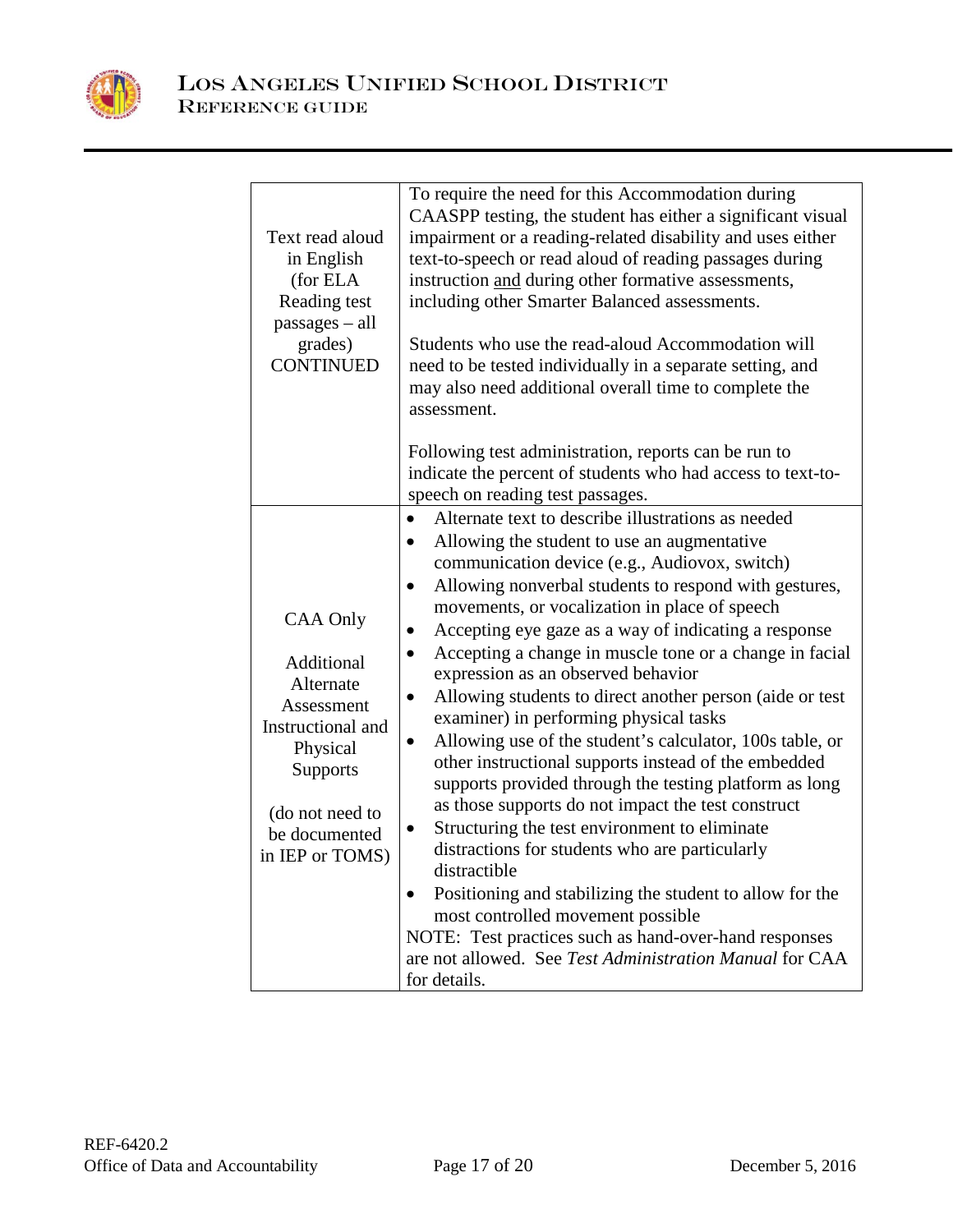| | |
|---|---|
| Text read aloud in English (for ELA Reading test passages – all grades) CONTINUED | To require the need for this Accommodation during CAASPP testing, the student has either a significant visual impairment or a reading-related disability and uses either text-to-speech or read aloud of reading passages during instruction <u>and</u> during other formative assessments, including other Smarter Balanced assessments.<br><br>Students who use the read-aloud Accommodation will need to be tested individually in a separate setting, and may also need additional overall time to complete the assessment.<br><br>Following test administration, reports can be run to indicate the percent of students who had access to text-to-speech on reading test passages. |
| CAA Only<br><br>Additional Alternate Assessment Instructional and Physical Supports<br><br>(do not need to be documented in IEP or TOMS) | • Alternate text to describe illustrations as needed<br>• Allowing the student to use an augmentative communication device (e.g., Audiovox, switch)<br>• Allowing nonverbal students to respond with gestures, movements, or vocalization in place of speech<br>• Accepting eye gaze as a way of indicating a response<br>• Accepting a change in muscle tone or a change in facial expression as an observed behavior<br>• Allowing students to direct another person (aide or test examiner) in performing physical tasks<br>• Allowing use of the student's calculator, 100s table, or other instructional supports instead of the embedded supports provided through the testing platform as long as those supports do not impact the test construct<br>• Structuring the test environment to eliminate distractions for students who are particularly distractible<br>• Positioning and stabilizing the student to allow for the most controlled movement possible<br>NOTE: Test practices such as hand-over-hand responses are not allowed. See *Test Administration Manual* for CAA for details. |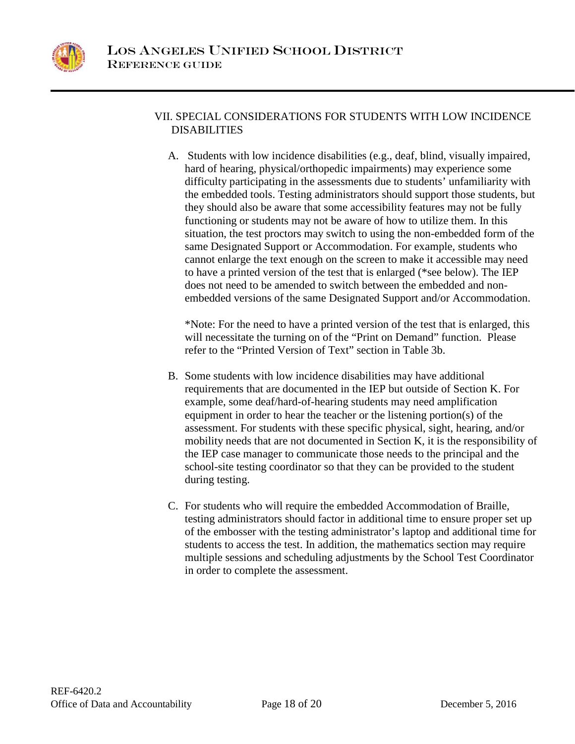## VII. SPECIAL CONSIDERATIONS FOR STUDENTS WITH LOW INCIDENCE DISABILITIES

A. Students with low incidence disabilities (e.g., deaf, blind, visually impaired, hard of hearing, physical/orthopedic impairments) may experience some difficulty participating in the assessments due to students' unfamiliarity with the embedded tools. Testing administrators should support those students, but they should also be aware that some accessibility features may not be fully functioning or students may not be aware of how to utilize them. In this situation, the test proctors may switch to using the non-embedded form of the same Designated Support or Accommodation. For example, students who cannot enlarge the text enough on the screen to make it accessible may need to have a printed version of the test that is enlarged (*see below). The IEP does not need to be amended to switch between the embedded and non-embedded versions of the same Designated Support and/or Accommodation.

   *Note: For the need to have a printed version of the test that is enlarged, this will necessitate the turning on of the "Print on Demand" function. Please refer to the "Printed Version of Text" section in Table 3b.

B. Some students with low incidence disabilities may have additional requirements that are documented in the IEP but outside of Section K. For example, some deaf/hard-of-hearing students may need amplification equipment in order to hear the teacher or the listening portion(s) of the assessment. For students with these specific physical, sight, hearing, and/or mobility needs that are not documented in Section K, it is the responsibility of the IEP case manager to communicate those needs to the principal and the school-site testing coordinator so that they can be provided to the student during testing.

C. For students who will require the embedded Accommodation of Braille, testing administrators should factor in additional time to ensure proper set up of the embosser with the testing administrator's laptop and additional time for students to access the test. In addition, the mathematics section may require multiple sessions and scheduling adjustments by the School Test Coordinator in order to complete the assessment.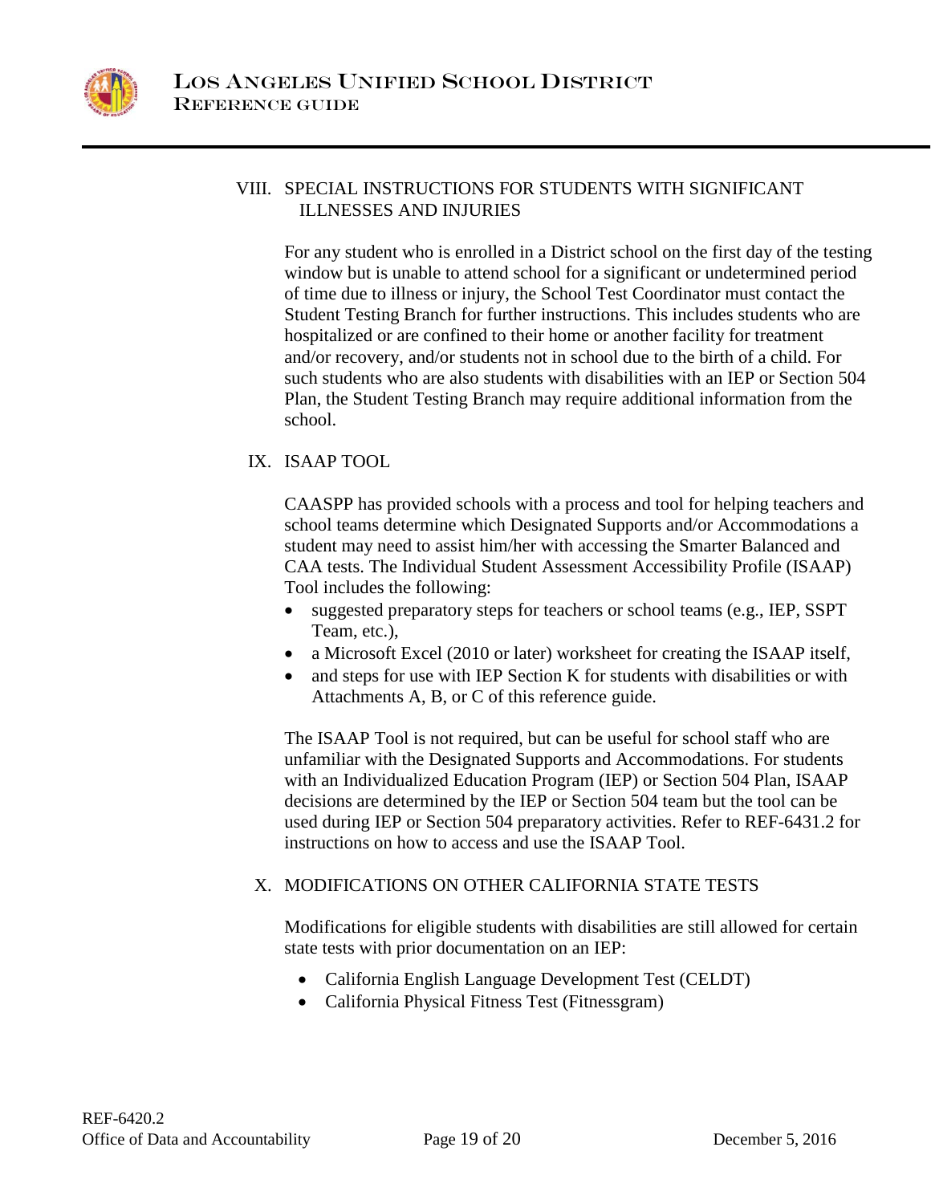## VIII. SPECIAL INSTRUCTIONS FOR STUDENTS WITH SIGNIFICANT ILLNESSES AND INJURIES

For any student who is enrolled in a District school on the first day of the testing window but is unable to attend school for a significant or undetermined period of time due to illness or injury, the School Test Coordinator must contact the Student Testing Branch for further instructions. This includes students who are hospitalized or are confined to their home or another facility for treatment and/or recovery, and/or students not in school due to the birth of a child. For such students who are also students with disabilities with an IEP or Section 504 Plan, the Student Testing Branch may require additional information from the school.

## IX. ISAAP TOOL

CAASPP has provided schools with a process and tool for helping teachers and school teams determine which Designated Supports and/or Accommodations a student may need to assist him/her with accessing the Smarter Balanced and CAA tests. The Individual Student Assessment Accessibility Profile (ISAAP) Tool includes the following:

- suggested preparatory steps for teachers or school teams (e.g., IEP, SSPT Team, etc.),
- a Microsoft Excel (2010 or later) worksheet for creating the ISAAP itself,
- and steps for use with IEP Section K for students with disabilities or with Attachments A, B, or C of this reference guide.

The ISAAP Tool is not required, but can be useful for school staff who are unfamiliar with the Designated Supports and Accommodations. For students with an Individualized Education Program (IEP) or Section 504 Plan, ISAAP decisions are determined by the IEP or Section 504 team but the tool can be used during IEP or Section 504 preparatory activities. Refer to REF-6431.2 for instructions on how to access and use the ISAAP Tool.

## X. MODIFICATIONS ON OTHER CALIFORNIA STATE TESTS

Modifications for eligible students with disabilities are still allowed for certain state tests with prior documentation on an IEP:

- California English Language Development Test (CELDT)
- California Physical Fitness Test (Fitnessgram)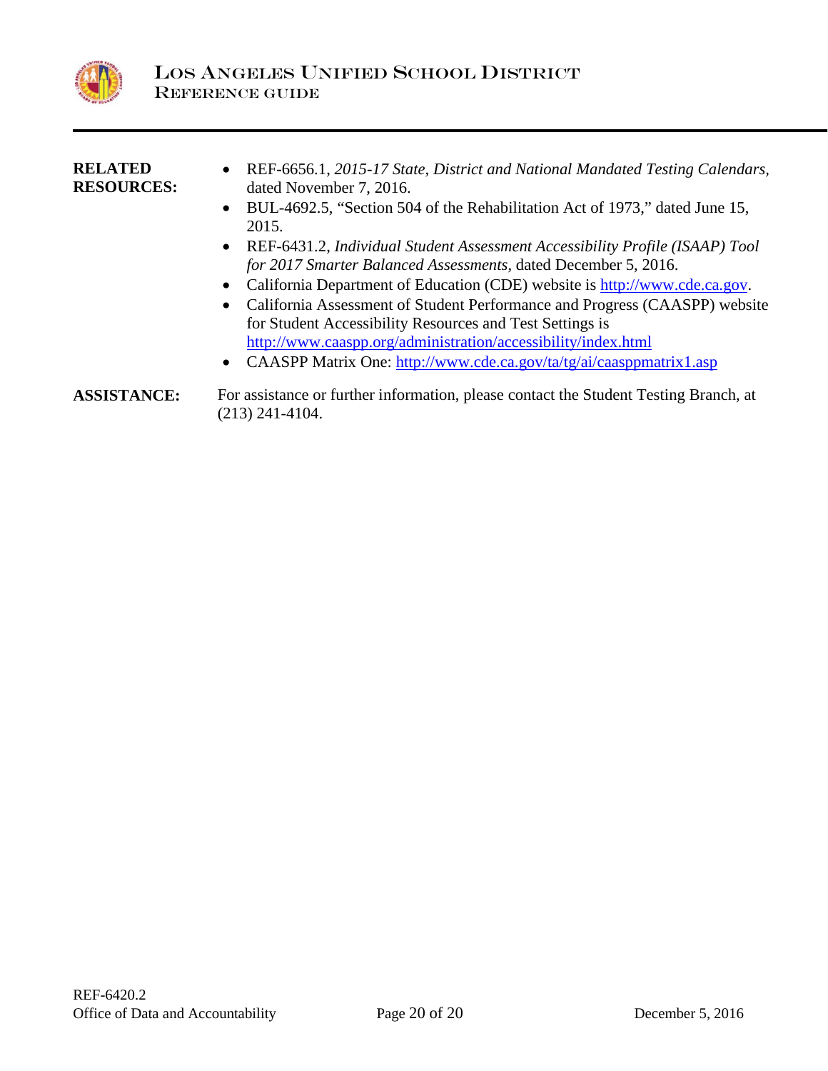**RELATED RESOURCES:**

- REF-6656.1, *2015-17 State, District and National Mandated Testing Calendars,* dated November 7, 2016.
- BUL-4692.5, "Section 504 of the Rehabilitation Act of 1973," dated June 15, 2015.
- REF-6431.2, *Individual Student Assessment Accessibility Profile (ISAAP) Tool for 2017 Smarter Balanced Assessments,* dated December 5, 2016.
- California Department of Education (CDE) website is http://www.cde.ca.gov.
- California Assessment of Student Performance and Progress (CAASPP) website for Student Accessibility Resources and Test Settings is http://www.caaspp.org/administration/accessibility/index.html
- CAASPP Matrix One: http://www.cde.ca.gov/ta/tg/ai/caasppmatrix1.asp

**ASSISTANCE:**

For assistance or further information, please contact the Student Testing Branch, at (213) 241-4104.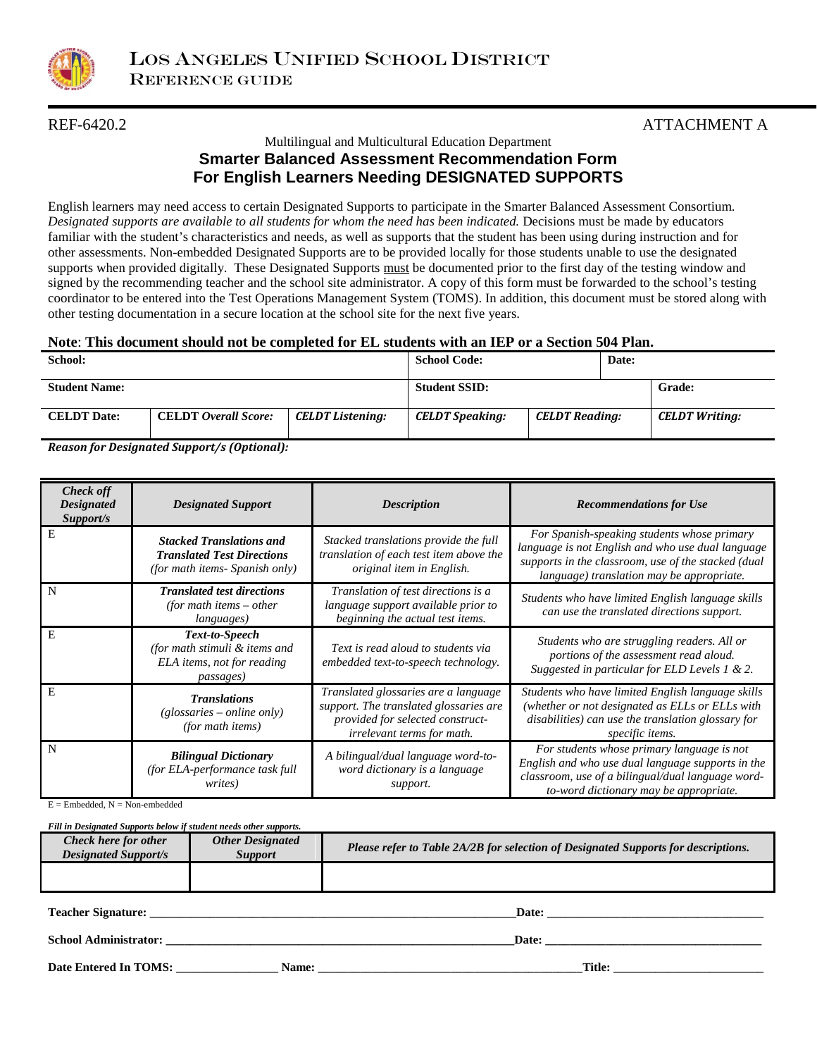# LOS ANGELES UNIFIED SCHOOL DISTRICT
## REFERENCE GUIDE

REF-6420.2 ATTACHMENT A

Multilingual and Multicultural Education Department

### Smarter Balanced Assessment Recommendation Form For English Learners Needing DESIGNATED SUPPORTS

English learners may need access to certain Designated Supports to participate in the Smarter Balanced Assessment Consortium. *Designated supports are available to all students for whom the need has been indicated.* Decisions must be made by educators familiar with the student's characteristics and needs, as well as supports that the student has been using during instruction and for other assessments. Non-embedded Designated Supports are to be provided locally for those students unable to use the designated supports when provided digitally. These Designated Supports must be documented prior to the first day of the testing window and signed by the recommending teacher and the school site administrator. A copy of this form must be forwarded to the school's testing coordinator to be entered into the Test Operations Management System (TOMS). In addition, this document must be stored along with other testing documentation in a secure location at the school site for the next five years.

**Note: This document should not be completed for EL students with an IEP or a Section 504 Plan.**

| **School:** | | | **School Code:** | | **Date:** |
|---|---|---|---|---|---|
| **Student Name:** | | | **Student SSID:** | | **Grade:** |
| **CELDT Date:** | **CELDT *Overall Score:*** | ***CELDT Listening:*** | ***CELDT Speaking:*** | ***CELDT Reading:*** | ***CELDT Writing:*** |

***Reason for Designated Support/s (Optional):***

| *Check off Designated Support/s* | *Designated Support* | *Description* | *Recommendations for Use* |
|---|---|---|---|
| E | ***Stacked Translations and Translated Test Directions*** *(for math items- Spanish only)* | *Stacked translations provide the full translation of each test item above the original item in English.* | *For Spanish-speaking students whose primary language is not English and who use dual language supports in the classroom, use of the stacked (dual language) translation may be appropriate.* |
| N | ***Translated test directions*** *(for math items – other languages)* | *Translation of test directions is a language support available prior to beginning the actual test items.* | *Students who have limited English language skills can use the translated directions support.* |
| E | ***Text-to-Speech*** *(for math stimuli & items and ELA items, not for reading passages)* | *Text is read aloud to students via embedded text-to-speech technology.* | *Students who are struggling readers. All or portions of the assessment read aloud. Suggested in particular for ELD Levels 1 & 2.* |
| E | ***Translations*** *(glossaries – online only) (for math items)* | *Translated glossaries are a language support. The translated glossaries are provided for selected construct-irrelevant terms for math.* | *Students who have limited English language skills (whether or not designated as ELLs or ELLs with disabilities) can use the translation glossary for specific items.* |
| N | ***Bilingual Dictionary*** *(for ELA-performance task full writes)* | *A bilingual/dual language word-to-word dictionary is a language support.* | *For students whose primary language is not English and who use dual language supports in the classroom, use of a bilingual/dual language word-to-word dictionary may be appropriate.* |

E = Embedded, N = Non-embedded

***Fill in Designated Supports below if student needs other supports.***

| *Check here for other Designated Support/s* | *Other Designated Support* | *Please refer to Table 2A/2B for selection of Designated Supports for descriptions.* |
|---|---|---|
| | | |

**Teacher Signature:** ______________________________ **Date:** ____________________

**School Administrator:** ______________________________ **Date:** ____________________

**Date Entered In TOMS:** ____________ **Name:** ______________________________ **Title:** ____________________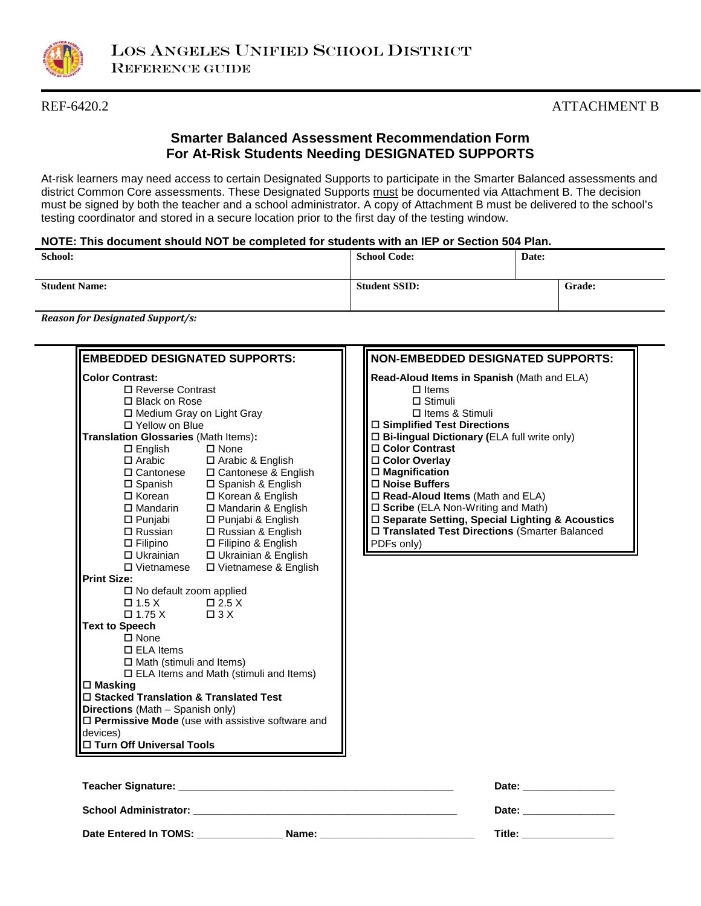LOS ANGELES UNIFIED SCHOOL DISTRICT
REFERENCE GUIDE

REF-6420.2 ATTACHMENT B

## Smarter Balanced Assessment Recommendation Form For At-Risk Students Needing DESIGNATED SUPPORTS

At-risk learners may need access to certain Designated Supports to participate in the Smarter Balanced assessments and district Common Core assessments. These Designated Supports must be documented via Attachment B. The decision must be signed by both the teacher and a school administrator. A copy of Attachment B must be delivered to the school's testing coordinator and stored in a secure location prior to the first day of the testing window.

**NOTE: This document should NOT be completed for students with an IEP or Section 504 Plan.**

| **School:** | **School Code:** | **Date:** |
|---|---|---|
| **Student Name:** | **Student SSID:** | **Grade:** |

***Reason for Designated Support/s:***

**EMBEDDED DESIGNATED SUPPORTS:**

**Color Contrast:**
- ☐ Reverse Contrast
- ☐ Black on Rose
- ☐ Medium Gray on Light Gray
- ☐ Yellow on Blue

**Translation Glossaries** (Math Items)**:**

| | |
|---|---|
| ☐ English | ☐ None |
| ☐ Arabic | ☐ Arabic & English |
| ☐ Cantonese | ☐ Cantonese & English |
| ☐ Spanish | ☐ Spanish & English |
| ☐ Korean | ☐ Korean & English |
| ☐ Mandarin | ☐ Mandarin & English |
| ☐ Punjabi | ☐ Punjabi & English |
| ☐ Russian | ☐ Russian & English |
| ☐ Filipino | ☐ Filipino & English |
| ☐ Ukrainian | ☐ Ukrainian & English |
| ☐ Vietnamese | ☐ Vietnamese & English |

**Print Size:**
- ☐ No default zoom applied
- ☐ 1.5 X ☐ 2.5 X
- ☐ 1.75 X ☐ 3 X

**Text to Speech**
- ☐ None
- ☐ ELA Items
- ☐ Math (stimuli and Items)
- ☐ ELA Items and Math (stimuli and Items)

☐ **Masking**
☐ **Stacked Translation & Translated Test Directions** (Math – Spanish only)
☐ **Permissive Mode** (use with assistive software and devices)
☐ **Turn Off Universal Tools**

**NON-EMBEDDED DESIGNATED SUPPORTS:**

**Read-Aloud Items in Spanish** (Math and ELA)
- ☐ Items
- ☐ Stimuli
- ☐ Items & Stimuli

☐ **Simplified Test Directions**
☐ **Bi-lingual Dictionary (**ELA full write only)
☐ **Color Contrast**
☐ **Color Overlay**
☐ **Magnification**
☐ **Noise Buffers**
☐ **Read-Aloud Items** (Math and ELA)
☐ **Scribe** (ELA Non-Writing and Math)
☐ **Separate Setting, Special Lighting & Acoustics**
☐ **Translated Test Directions** (Smarter Balanced PDFs only)

**Teacher Signature:** ______________________________ **Date:** ______________

**School Administrator:** ______________________________ **Date:** ______________

**Date Entered In TOMS:** ______________ **Name:** ______________________ **Title:** ______________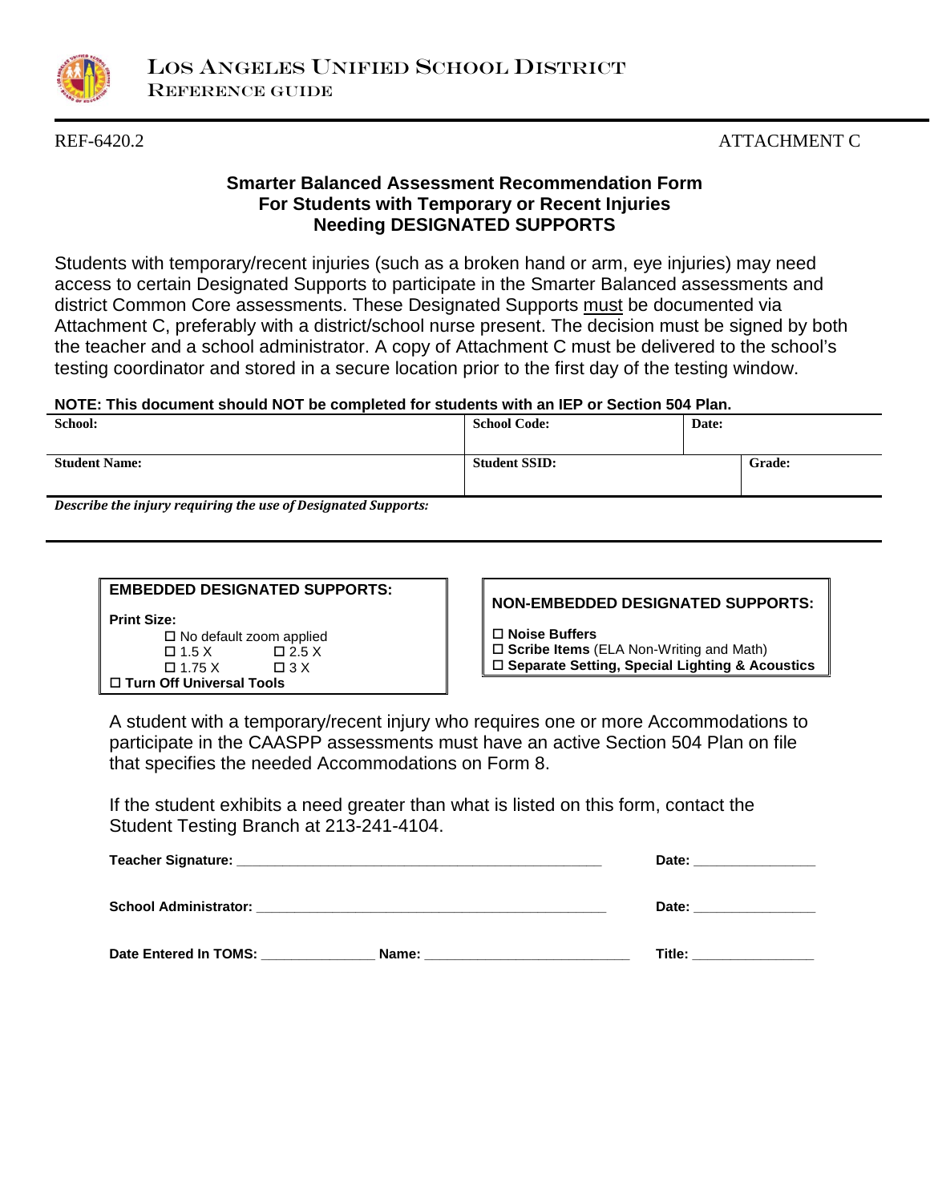LOS ANGELES UNIFIED SCHOOL DISTRICT
REFERENCE GUIDE

REF-6420.2 ATTACHMENT C

## Smarter Balanced Assessment Recommendation Form For Students with Temporary or Recent Injuries Needing DESIGNATED SUPPORTS

Students with temporary/recent injuries (such as a broken hand or arm, eye injuries) may need access to certain Designated Supports to participate in the Smarter Balanced assessments and district Common Core assessments. These Designated Supports must be documented via Attachment C, preferably with a district/school nurse present. The decision must be signed by both the teacher and a school administrator. A copy of Attachment C must be delivered to the school's testing coordinator and stored in a secure location prior to the first day of the testing window.

**NOTE: This document should NOT be completed for students with an IEP or Section 504 Plan.**

| **School:** | **School Code:** | **Date:** |
|---|---|---|
| **Student Name:** | **Student SSID:** | **Grade:** |

***Describe the injury requiring the use of Designated Supports:***

**EMBEDDED DESIGNATED SUPPORTS:**

**Print Size:**
- ☐ No default zoom applied
- ☐ 1.5 X ☐ 2.5 X
- ☐ 1.75 X ☐ 3 X

☐ **Turn Off Universal Tools**

**NON-EMBEDDED DESIGNATED SUPPORTS:**

☐ **Noise Buffers**
☐ **Scribe Items** (ELA Non-Writing and Math)
☐ **Separate Setting, Special Lighting & Acoustics**

A student with a temporary/recent injury who requires one or more Accommodations to participate in the CAASPP assessments must have an active Section 504 Plan on file that specifies the needed Accommodations on Form 8.

If the student exhibits a need greater than what is listed on this form, contact the Student Testing Branch at 213-241-4104.

**Teacher Signature:** ______________________________ **Date:** ______________

**School Administrator:** ______________________________ **Date:** ______________

**Date Entered In TOMS:** ______________ **Name:** ______________________ **Title:** ______________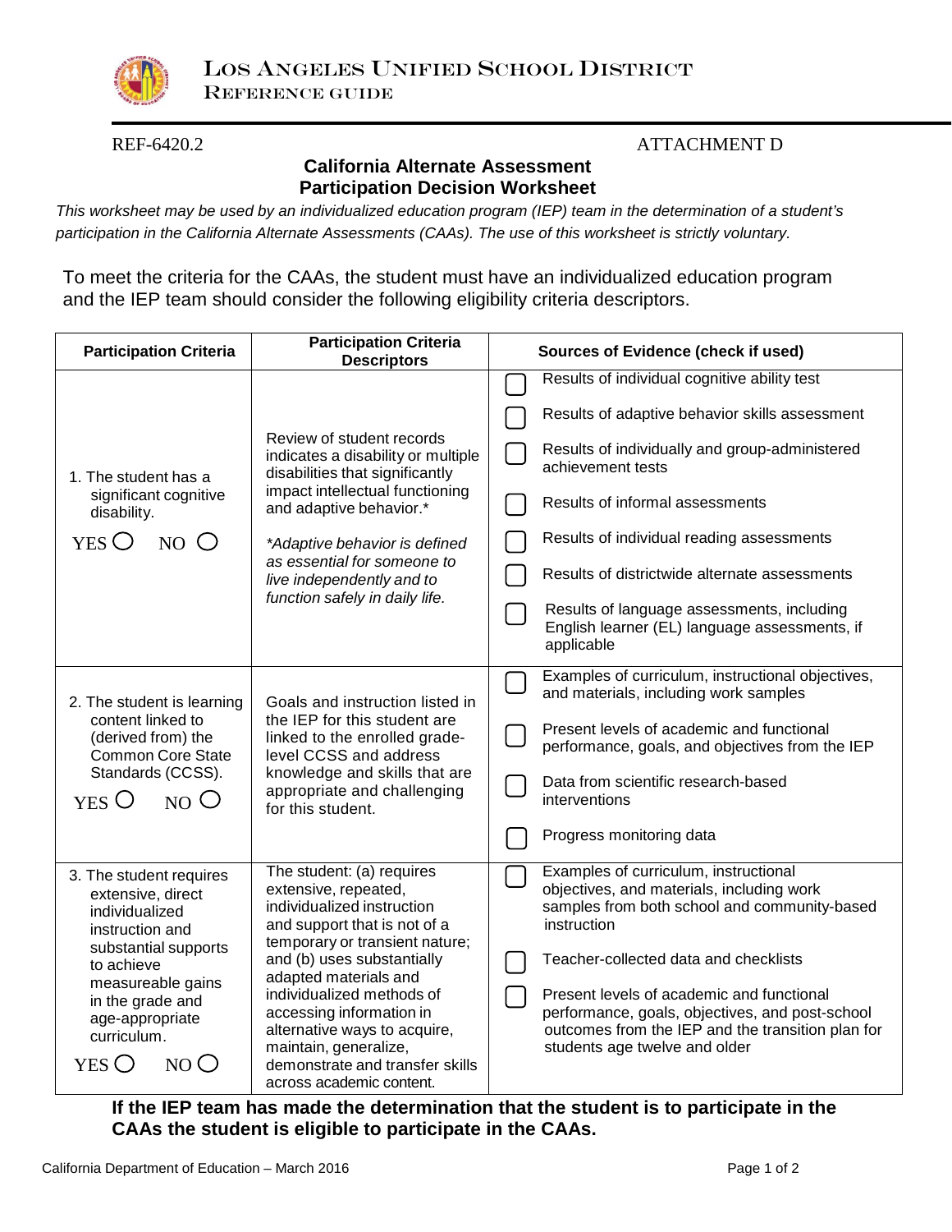# Los Angeles Unified School District
## Reference Guide

REF-6420.2 ATTACHMENT D

## California Alternate Assessment Participation Decision Worksheet

*This worksheet may be used by an individualized education program (IEP) team in the determination of a student's participation in the California Alternate Assessments (CAAs). The use of this worksheet is strictly voluntary.*

To meet the criteria for the CAAs, the student must have an individualized education program and the IEP team should consider the following eligibility criteria descriptors.

| Participation Criteria | Participation Criteria Descriptors | Sources of Evidence (check if used) |
|---|---|---|
| 1. The student has a significant cognitive disability. YES ◯ NO ◯ | Review of student records indicates a disability or multiple disabilities that significantly impact intellectual functioning and adaptive behavior.* *\*Adaptive behavior is defined as essential for someone to live independently and to function safely in daily life.* | ☐ Results of individual cognitive ability test<br>☐ Results of adaptive behavior skills assessment<br>☐ Results of individually and group-administered achievement tests<br>☐ Results of informal assessments<br>☐ Results of individual reading assessments<br>☐ Results of districtwide alternate assessments<br>☐ Results of language assessments, including English learner (EL) language assessments, if applicable |
| 2. The student is learning content linked to (derived from) the Common Core State Standards (CCSS). YES ◯ NO ◯ | Goals and instruction listed in the IEP for this student are linked to the enrolled grade-level CCSS and address knowledge and skills that are appropriate and challenging for this student. | ☐ Examples of curriculum, instructional objectives, and materials, including work samples<br>☐ Present levels of academic and functional performance, goals, and objectives from the IEP<br>☐ Data from scientific research-based interventions<br>☐ Progress monitoring data |
| 3. The student requires extensive, direct individualized instruction and substantial supports to achieve measureable gains in the grade and age-appropriate curriculum. YES ◯ NO ◯ | The student: (a) requires extensive, repeated, individualized instruction and support that is not of a temporary or transient nature; and (b) uses substantially adapted materials and individualized methods of accessing information in alternative ways to acquire, maintain, generalize, demonstrate and transfer skills across academic content. | ☐ Examples of curriculum, instructional objectives, and materials, including work samples from both school and community-based instruction<br>☐ Teacher-collected data and checklists<br>☐ Present levels of academic and functional performance, goals, objectives, and post-school outcomes from the IEP and the transition plan for students age twelve and older |

**If the IEP team has made the determination that the student is to participate in the CAAs the student is eligible to participate in the CAAs.**

California Department of Education – March 2016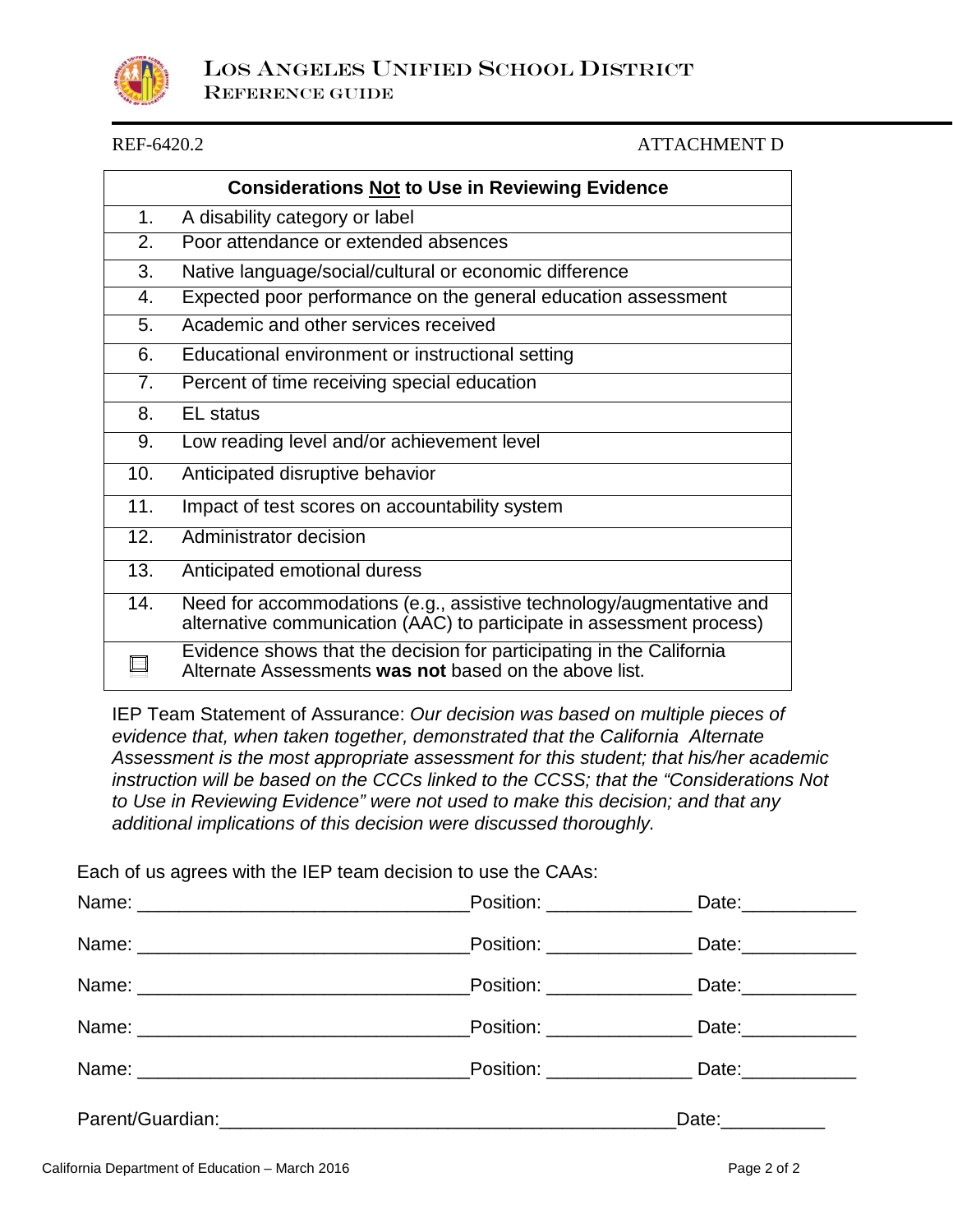# Los Angeles Unified School District
## Reference Guide

REF-6420.2 ATTACHMENT D

| Considerations Not to Use in Reviewing Evidence | |
|---|---|
| 1. | A disability category or label |
| 2. | Poor attendance or extended absences |
| 3. | Native language/social/cultural or economic difference |
| 4. | Expected poor performance on the general education assessment |
| 5. | Academic and other services received |
| 6. | Educational environment or instructional setting |
| 7. | Percent of time receiving special education |
| 8. | EL status |
| 9. | Low reading level and/or achievement level |
| 10. | Anticipated disruptive behavior |
| 11. | Impact of test scores on accountability system |
| 12. | Administrator decision |
| 13. | Anticipated emotional duress |
| 14. | Need for accommodations (e.g., assistive technology/augmentative and alternative communication (AAC) to participate in assessment process) |
| ☐ | Evidence shows that the decision for participating in the California Alternate Assessments **was not** based on the above list. |

IEP Team Statement of Assurance: *Our decision was based on multiple pieces of evidence that, when taken together, demonstrated that the California Alternate Assessment is the most appropriate assessment for this student; that his/her academic instruction will be based on the CCCs linked to the CCSS; that the "Considerations Not to Use in Reviewing Evidence" were not used to make this decision; and that any additional implications of this decision were discussed thoroughly.*

Each of us agrees with the IEP team decision to use the CAAs:

Name: ________________________________ Position: ______________ Date: ___________

Name: ________________________________ Position: ______________ Date: ___________

Name: ________________________________ Position: ______________ Date: ___________

Name: ________________________________ Position: ______________ Date: ___________

Name: ________________________________ Position: ______________ Date: ___________

Parent/Guardian: ____________________________________________ Date: __________

California Department of Education – March 2016